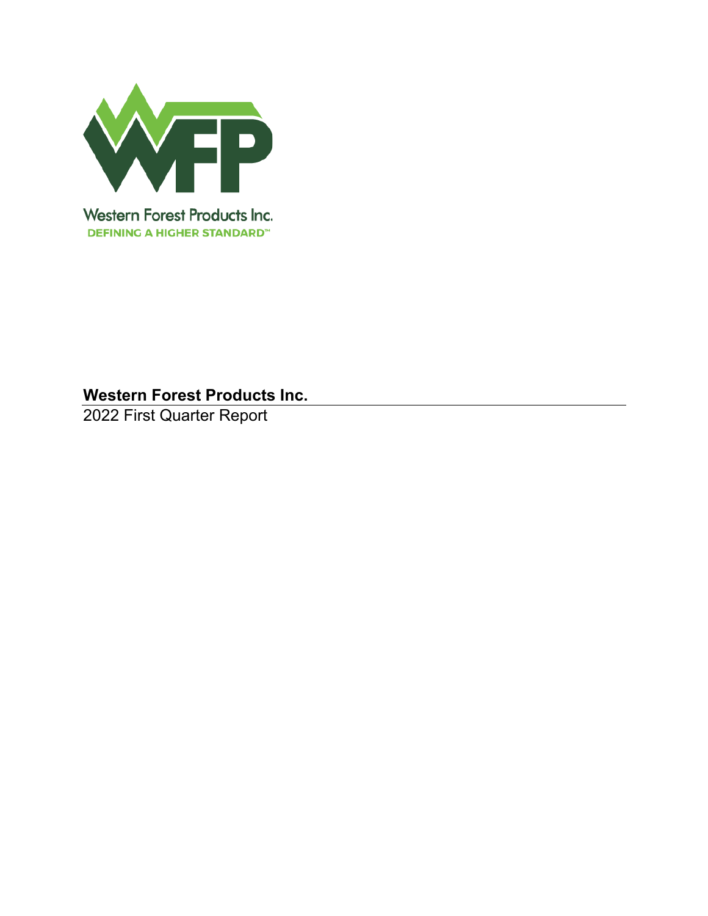Western Forest Products Inc.

DEFINING A HIGHER STANDARD™

# Western Forest Products Inc.

2022 First Quarter Report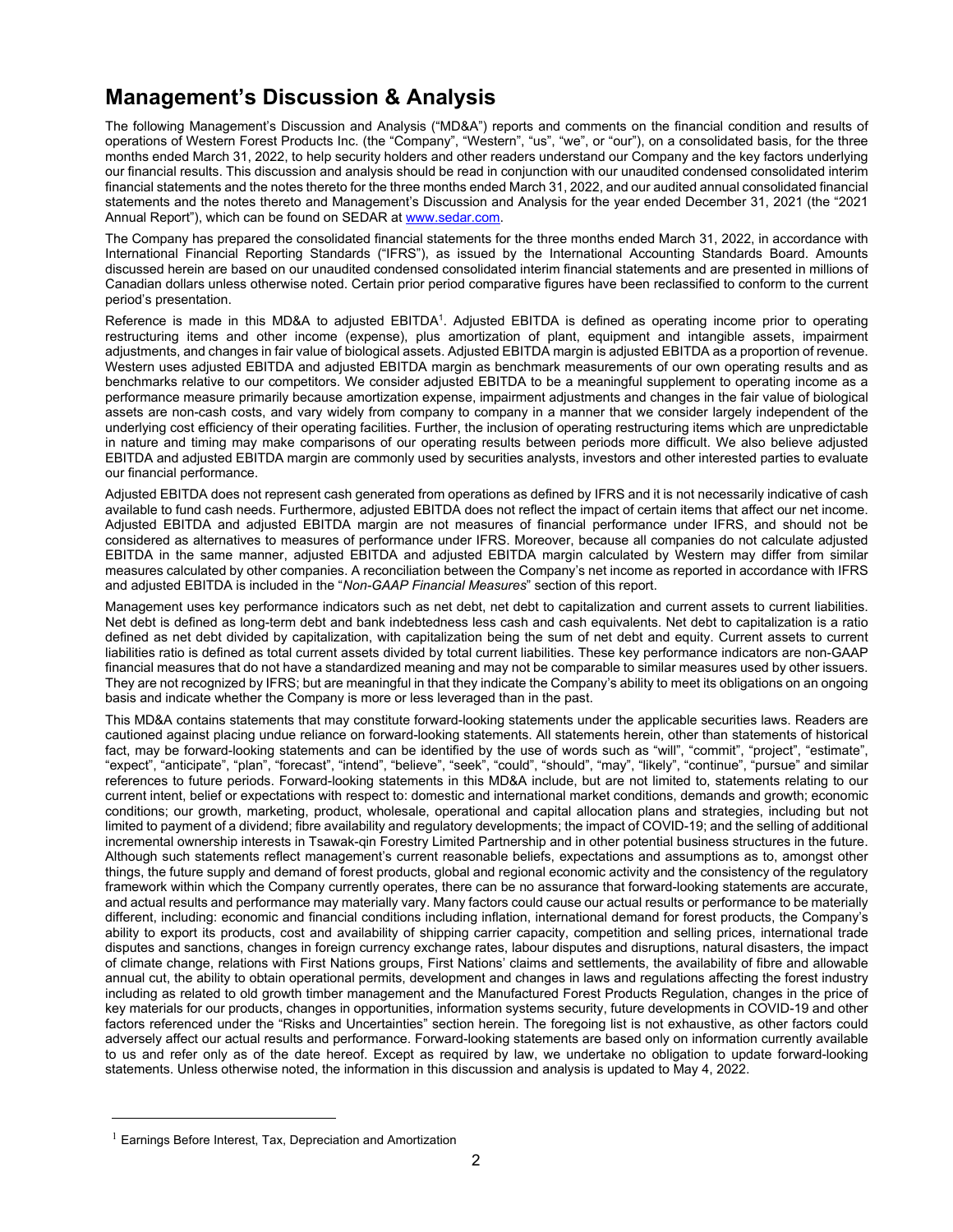# Management's Discussion & Analysis

The following Management's Discussion and Analysis ("MD&A") reports and comments on the financial condition and results of operations of Western Forest Products Inc. (the "Company", "Western", "us", "we", or "our"), on a consolidated basis, for the three months ended March 31, 2022, to help security holders and other readers understand our Company and the key factors underlying our financial results. This discussion and analysis should be read in conjunction with our unaudited condensed consolidated interim financial statements and the notes thereto for the three months ended March 31, 2022, and our audited annual consolidated financial statements and the notes thereto and Management's Discussion and Analysis for the year ended December 31, 2021 (the "2021 Annual Report"), which can be found on SEDAR at www.sedar.com.

The Company has prepared the consolidated financial statements for the three months ended March 31, 2022, in accordance with International Financial Reporting Standards ("IFRS"), as issued by the International Accounting Standards Board. Amounts discussed herein are based on our unaudited condensed consolidated interim financial statements and are presented in millions of Canadian dollars unless otherwise noted. Certain prior period comparative figures have been reclassified to conform to the current period's presentation.

Reference is made in this MD&A to adjusted EBITDA[1]. Adjusted EBITDA is defined as operating income prior to operating restructuring items and other income (expense), plus amortization of plant, equipment and intangible assets, impairment adjustments, and changes in fair value of biological assets. Adjusted EBITDA margin is adjusted EBITDA as a proportion of revenue. Western uses adjusted EBITDA and adjusted EBITDA margin as benchmark measurements of our own operating results and as benchmarks relative to our competitors. We consider adjusted EBITDA to be a meaningful supplement to operating income as a performance measure primarily because amortization expense, impairment adjustments and changes in the fair value of biological assets are non-cash costs, and vary widely from company to company in a manner that we consider largely independent of the underlying cost efficiency of their operating facilities. Further, the inclusion of operating restructuring items which are unpredictable in nature and timing may make comparisons of our operating results between periods more difficult. We also believe adjusted EBITDA and adjusted EBITDA margin are commonly used by securities analysts, investors and other interested parties to evaluate our financial performance.

Adjusted EBITDA does not represent cash generated from operations as defined by IFRS and it is not necessarily indicative of cash available to fund cash needs. Furthermore, adjusted EBITDA does not reflect the impact of certain items that affect our net income. Adjusted EBITDA and adjusted EBITDA margin are not measures of financial performance under IFRS, and should not be considered as alternatives to measures of performance under IFRS. Moreover, because all companies do not calculate adjusted EBITDA in the same manner, adjusted EBITDA and adjusted EBITDA margin calculated by Western may differ from similar measures calculated by other companies. A reconciliation between the Company's net income as reported in accordance with IFRS and adjusted EBITDA is included in the "*Non-GAAP Financial Measures*" section of this report.

Management uses key performance indicators such as net debt, net debt to capitalization and current assets to current liabilities. Net debt is defined as long-term debt and bank indebtedness less cash and cash equivalents. Net debt to capitalization is a ratio defined as net debt divided by capitalization, with capitalization being the sum of net debt and equity. Current assets to current liabilities ratio is defined as total current assets divided by total current liabilities. These key performance indicators are non-GAAP financial measures that do not have a standardized meaning and may not be comparable to similar measures used by other issuers. They are not recognized by IFRS; but are meaningful in that they indicate the Company's ability to meet its obligations on an ongoing basis and indicate whether the Company is more or less leveraged than in the past.

This MD&A contains statements that may constitute forward-looking statements under the applicable securities laws. Readers are cautioned against placing undue reliance on forward-looking statements. All statements herein, other than statements of historical fact, may be forward-looking statements and can be identified by the use of words such as "will", "commit", "project", "estimate", "expect", "anticipate", "plan", "forecast", "intend", "believe", "seek", "could", "should", "may", "likely", "continue", "pursue" and similar references to future periods. Forward-looking statements in this MD&A include, but are not limited to, statements relating to our current intent, belief or expectations with respect to: domestic and international market conditions, demands and growth; economic conditions; our growth, marketing, product, wholesale, operational and capital allocation plans and strategies, including but not limited to payment of a dividend; fibre availability and regulatory developments; the impact of COVID-19; and the selling of additional incremental ownership interests in Tsawak-qin Forestry Limited Partnership and in other potential business structures in the future. Although such statements reflect management's current reasonable beliefs, expectations and assumptions as to, amongst other things, the future supply and demand of forest products, global and regional economic activity and the consistency of the regulatory framework within which the Company currently operates, there can be no assurance that forward-looking statements are accurate, and actual results and performance may materially vary. Many factors could cause our actual results or performance to be materially different, including: economic and financial conditions including inflation, international demand for forest products, the Company's ability to export its products, cost and availability of shipping carrier capacity, competition and selling prices, international trade disputes and sanctions, changes in foreign currency exchange rates, labour disputes and disruptions, natural disasters, the impact of climate change, relations with First Nations groups, First Nations' claims and settlements, the availability of fibre and allowable annual cut, the ability to obtain operational permits, development and changes in laws and regulations affecting the forest industry including as related to old growth timber management and the Manufactured Forest Products Regulation, changes in the price of key materials for our products, changes in opportunities, information systems security, future developments in COVID-19 and other factors referenced under the "Risks and Uncertainties" section herein. The foregoing list is not exhaustive, as other factors could adversely affect our actual results and performance. Forward-looking statements are based only on information currently available to us and refer only as of the date hereof. Except as required by law, we undertake no obligation to update forward-looking statements. Unless otherwise noted, the information in this discussion and analysis is updated to May 4, 2022.

---

[1] Earnings Before Interest, Tax, Depreciation and Amortization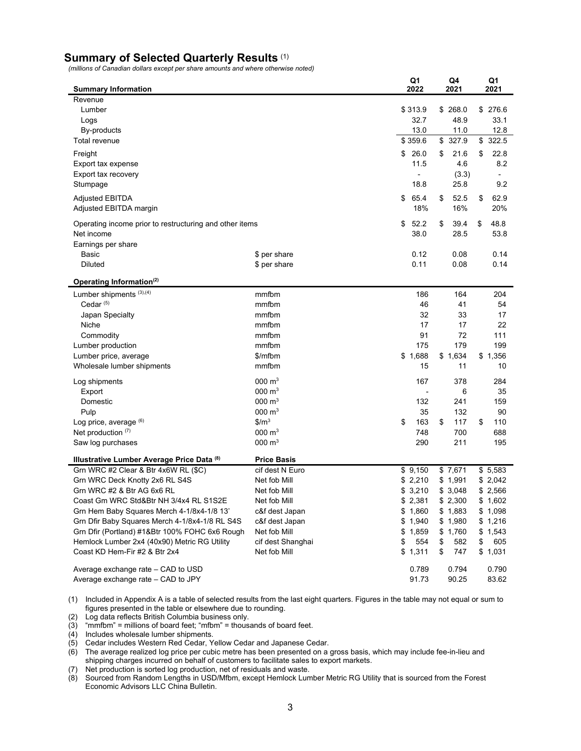## Summary of Selected Quarterly Results [1]

*(millions of Canadian dollars except per share amounts and where otherwise noted)*

| Summary Information | | Q1 2022 | Q4 2021 | Q1 2021 |
|---|---|---|---|---|
| Revenue | | | | |
| Lumber | | $ 313.9 | $ 268.0 | $ 276.6 |
| Logs | | 32.7 | 48.9 | 33.1 |
| By-products | | 13.0 | 11.0 | 12.8 |
| Total revenue | | $ 359.6 | $ 327.9 | $ 322.5 |
| Freight | | $ 26.0 | $ 21.6 | $ 22.8 |
| Export tax expense | | 11.5 | 4.6 | 8.2 |
| Export tax recovery | | - | (3.3) | - |
| Stumpage | | 18.8 | 25.8 | 9.2 |
| Adjusted EBITDA | | $ 65.4 | $ 52.5 | $ 62.9 |
| Adjusted EBITDA margin | | 18% | 16% | 20% |
| Operating income prior to restructuring and other items | | $ 52.2 | $ 39.4 | $ 48.8 |
| Net income | | 38.0 | 28.5 | 53.8 |
| Earnings per share | | | | |
| Basic | $ per share | 0.12 | 0.08 | 0.14 |
| Diluted | $ per share | 0.11 | 0.08 | 0.14 |
| **Operating Information[2]** | | | | |
| Lumber shipments [3],[4] | mmfbm | 186 | 164 | 204 |
| Cedar [5] | mmfbm | 46 | 41 | 54 |
| Japan Specialty | mmfbm | 32 | 33 | 17 |
| Niche | mmfbm | 17 | 17 | 22 |
| Commodity | mmfbm | 91 | 72 | 111 |
| Lumber production | mmfbm | 175 | 179 | 199 |
| Lumber price, average | $/mfbm | $ 1,688 | $ 1,634 | $ 1,356 |
| Wholesale lumber shipments | mmfbm | 15 | 11 | 10 |
| Log shipments | 000 $m^3$ | 167 | 378 | 284 |
| Export | 000 $m^3$ | - | 6 | 35 |
| Domestic | 000 $m^3$ | 132 | 241 | 159 |
| Pulp | 000 $m^3$ | 35 | 132 | 90 |
| Log price, average [6] | $/$m^3$ | $ 163 | $ 117 | $ 110 |
| Net production [7] | 000 $m^3$ | 748 | 700 | 688 |
| Saw log purchases | 000 $m^3$ | 290 | 211 | 195 |
| **Illustrative Lumber Average Price Data [8]** | **Price Basis** | | | |
| Grn WRC #2 Clear & Btr 4x6W RL ($C) | cif dest N Euro | $ 9,150 | $ 7,671 | $ 5,583 |
| Grn WRC Deck Knotty 2x6 RL S4S | Net fob Mill | $ 2,210 | $ 1,991 | $ 2,042 |
| Grn WRC #2 & Btr AG 6x6 RL | Net fob Mill | $ 3,210 | $ 3,048 | $ 2,566 |
| Coast Gm WRC Std&Btr NH 3/4x4 RL S1S2E | Net fob Mill | $ 2,381 | $ 2,300 | $ 1,602 |
| Grn Hem Baby Squares Merch 4-1/8x4-1/8 13' | c&f dest Japan | $ 1,860 | $ 1,883 | $ 1,098 |
| Grn Dfir Baby Squares Merch 4-1/8x4-1/8 RL S4S | c&f dest Japan | $ 1,940 | $ 1,980 | $ 1,216 |
| Grn Dfir (Portland) #1&Btr 100% FOHC 6x6 Rough | Net fob Mill | $ 1,859 | $ 1,760 | $ 1,543 |
| Hemlock Lumber 2x4 (40x90) Metric RG Utility | cif dest Shanghai | $ 554 | $ 582 | $ 605 |
| Coast KD Hem-Fir #2 & Btr 2x4 | Net fob Mill | $ 1,311 | $ 747 | $ 1,031 |
| Average exchange rate – CAD to USD | | 0.789 | 0.794 | 0.790 |
| Average exchange rate – CAD to JPY | | 91.73 | 90.25 | 83.62 |

(1) Included in Appendix A is a table of selected results from the last eight quarters. Figures in the table may not equal or sum to figures presented in the table or elsewhere due to rounding.
(2) Log data reflects British Columbia business only.
(3) "mmfbm" = millions of board feet; "mfbm" = thousands of board feet.
(4) Includes wholesale lumber shipments.
(5) Cedar includes Western Red Cedar, Yellow Cedar and Japanese Cedar.
(6) The average realized log price per cubic metre has been presented on a gross basis, which may include fee-in-lieu and shipping charges incurred on behalf of customers to facilitate sales to export markets.
(7) Net production is sorted log production, net of residuals and waste.
(8) Sourced from Random Lengths in USD/Mfbm, except Hemlock Lumber Metric RG Utility that is sourced from the Forest Economic Advisors LLC China Bulletin.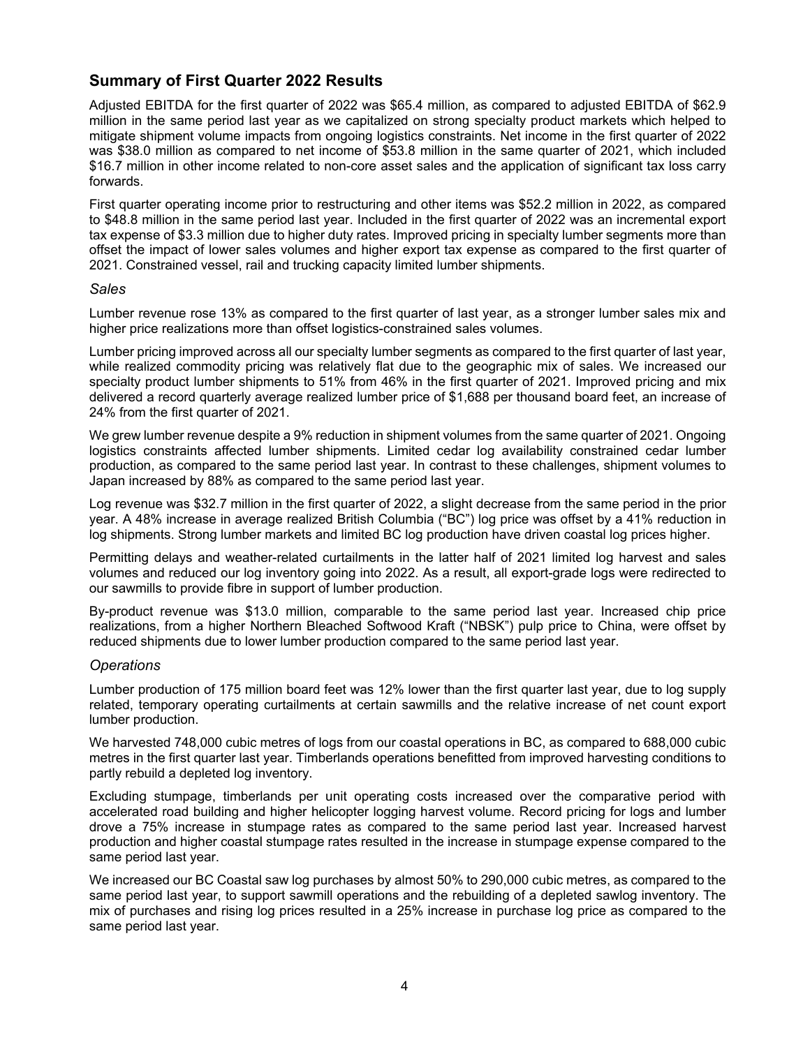## Summary of First Quarter 2022 Results

Adjusted EBITDA for the first quarter of 2022 was $65.4 million, as compared to adjusted EBITDA of $62.9 million in the same period last year as we capitalized on strong specialty product markets which helped to mitigate shipment volume impacts from ongoing logistics constraints. Net income in the first quarter of 2022 was $38.0 million as compared to net income of $53.8 million in the same quarter of 2021, which included $16.7 million in other income related to non-core asset sales and the application of significant tax loss carry forwards.

First quarter operating income prior to restructuring and other items was $52.2 million in 2022, as compared to $48.8 million in the same period last year. Included in the first quarter of 2022 was an incremental export tax expense of $3.3 million due to higher duty rates. Improved pricing in specialty lumber segments more than offset the impact of lower sales volumes and higher export tax expense as compared to the first quarter of 2021. Constrained vessel, rail and trucking capacity limited lumber shipments.

### *Sales*

Lumber revenue rose 13% as compared to the first quarter of last year, as a stronger lumber sales mix and higher price realizations more than offset logistics-constrained sales volumes.

Lumber pricing improved across all our specialty lumber segments as compared to the first quarter of last year, while realized commodity pricing was relatively flat due to the geographic mix of sales. We increased our specialty product lumber shipments to 51% from 46% in the first quarter of 2021. Improved pricing and mix delivered a record quarterly average realized lumber price of $1,688 per thousand board feet, an increase of 24% from the first quarter of 2021.

We grew lumber revenue despite a 9% reduction in shipment volumes from the same quarter of 2021. Ongoing logistics constraints affected lumber shipments. Limited cedar log availability constrained cedar lumber production, as compared to the same period last year. In contrast to these challenges, shipment volumes to Japan increased by 88% as compared to the same period last year.

Log revenue was $32.7 million in the first quarter of 2022, a slight decrease from the same period in the prior year. A 48% increase in average realized British Columbia ("BC") log price was offset by a 41% reduction in log shipments. Strong lumber markets and limited BC log production have driven coastal log prices higher.

Permitting delays and weather-related curtailments in the latter half of 2021 limited log harvest and sales volumes and reduced our log inventory going into 2022. As a result, all export-grade logs were redirected to our sawmills to provide fibre in support of lumber production.

By-product revenue was $13.0 million, comparable to the same period last year. Increased chip price realizations, from a higher Northern Bleached Softwood Kraft ("NBSK") pulp price to China, were offset by reduced shipments due to lower lumber production compared to the same period last year.

### *Operations*

Lumber production of 175 million board feet was 12% lower than the first quarter last year, due to log supply related, temporary operating curtailments at certain sawmills and the relative increase of net count export lumber production.

We harvested 748,000 cubic metres of logs from our coastal operations in BC, as compared to 688,000 cubic metres in the first quarter last year. Timberlands operations benefitted from improved harvesting conditions to partly rebuild a depleted log inventory.

Excluding stumpage, timberlands per unit operating costs increased over the comparative period with accelerated road building and higher helicopter logging harvest volume. Record pricing for logs and lumber drove a 75% increase in stumpage rates as compared to the same period last year. Increased harvest production and higher coastal stumpage rates resulted in the increase in stumpage expense compared to the same period last year.

We increased our BC Coastal saw log purchases by almost 50% to 290,000 cubic metres, as compared to the same period last year, to support sawmill operations and the rebuilding of a depleted sawlog inventory. The mix of purchases and rising log prices resulted in a 25% increase in purchase log price as compared to the same period last year.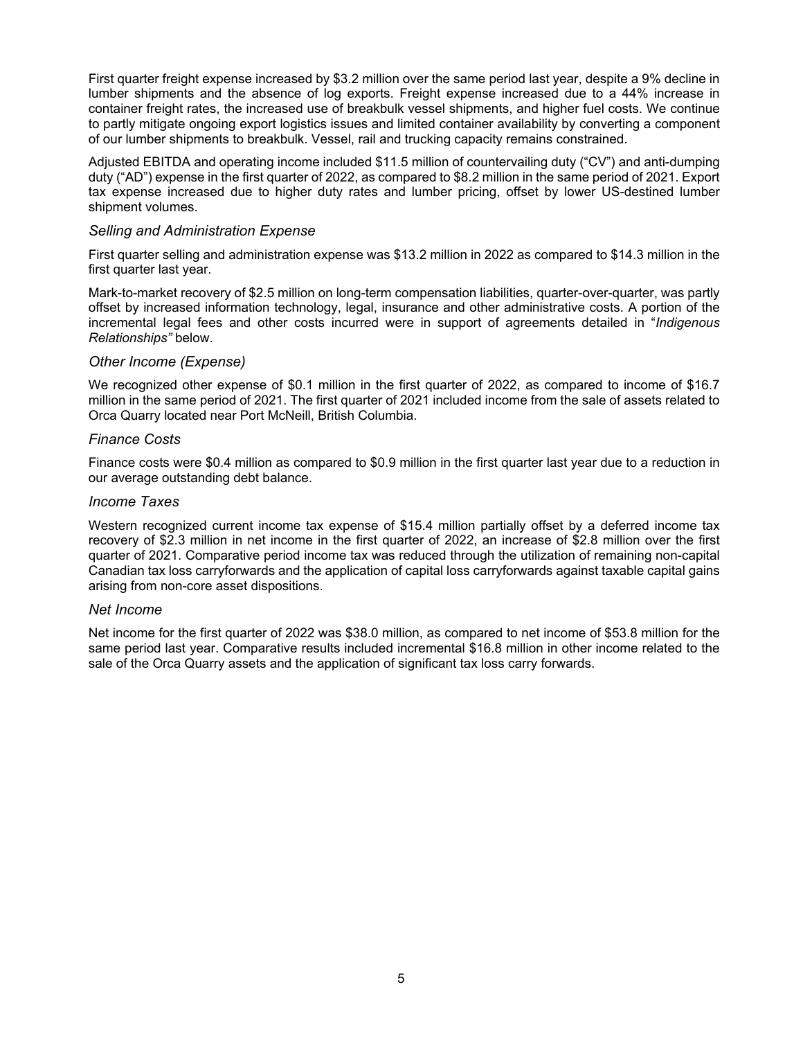First quarter freight expense increased by $3.2 million over the same period last year, despite a 9% decline in lumber shipments and the absence of log exports. Freight expense increased due to a 44% increase in container freight rates, the increased use of breakbulk vessel shipments, and higher fuel costs. We continue to partly mitigate ongoing export logistics issues and limited container availability by converting a component of our lumber shipments to breakbulk. Vessel, rail and trucking capacity remains constrained.

Adjusted EBITDA and operating income included $11.5 million of countervailing duty ("CV") and anti-dumping duty ("AD") expense in the first quarter of 2022, as compared to $8.2 million in the same period of 2021. Export tax expense increased due to higher duty rates and lumber pricing, offset by lower US-destined lumber shipment volumes.

### *Selling and Administration Expense*

First quarter selling and administration expense was $13.2 million in 2022 as compared to $14.3 million in the first quarter last year.

Mark-to-market recovery of $2.5 million on long-term compensation liabilities, quarter-over-quarter, was partly offset by increased information technology, legal, insurance and other administrative costs. A portion of the incremental legal fees and other costs incurred were in support of agreements detailed in "*Indigenous Relationships"* below.

### *Other Income (Expense)*

We recognized other expense of $0.1 million in the first quarter of 2022, as compared to income of $16.7 million in the same period of 2021. The first quarter of 2021 included income from the sale of assets related to Orca Quarry located near Port McNeill, British Columbia.

### *Finance Costs*

Finance costs were $0.4 million as compared to $0.9 million in the first quarter last year due to a reduction in our average outstanding debt balance.

### *Income Taxes*

Western recognized current income tax expense of $15.4 million partially offset by a deferred income tax recovery of $2.3 million in net income in the first quarter of 2022, an increase of $2.8 million over the first quarter of 2021. Comparative period income tax was reduced through the utilization of remaining non-capital Canadian tax loss carryforwards and the application of capital loss carryforwards against taxable capital gains arising from non-core asset dispositions.

### *Net Income*

Net income for the first quarter of 2022 was $38.0 million, as compared to net income of $53.8 million for the same period last year. Comparative results included incremental $16.8 million in other income related to the sale of the Orca Quarry assets and the application of significant tax loss carry forwards.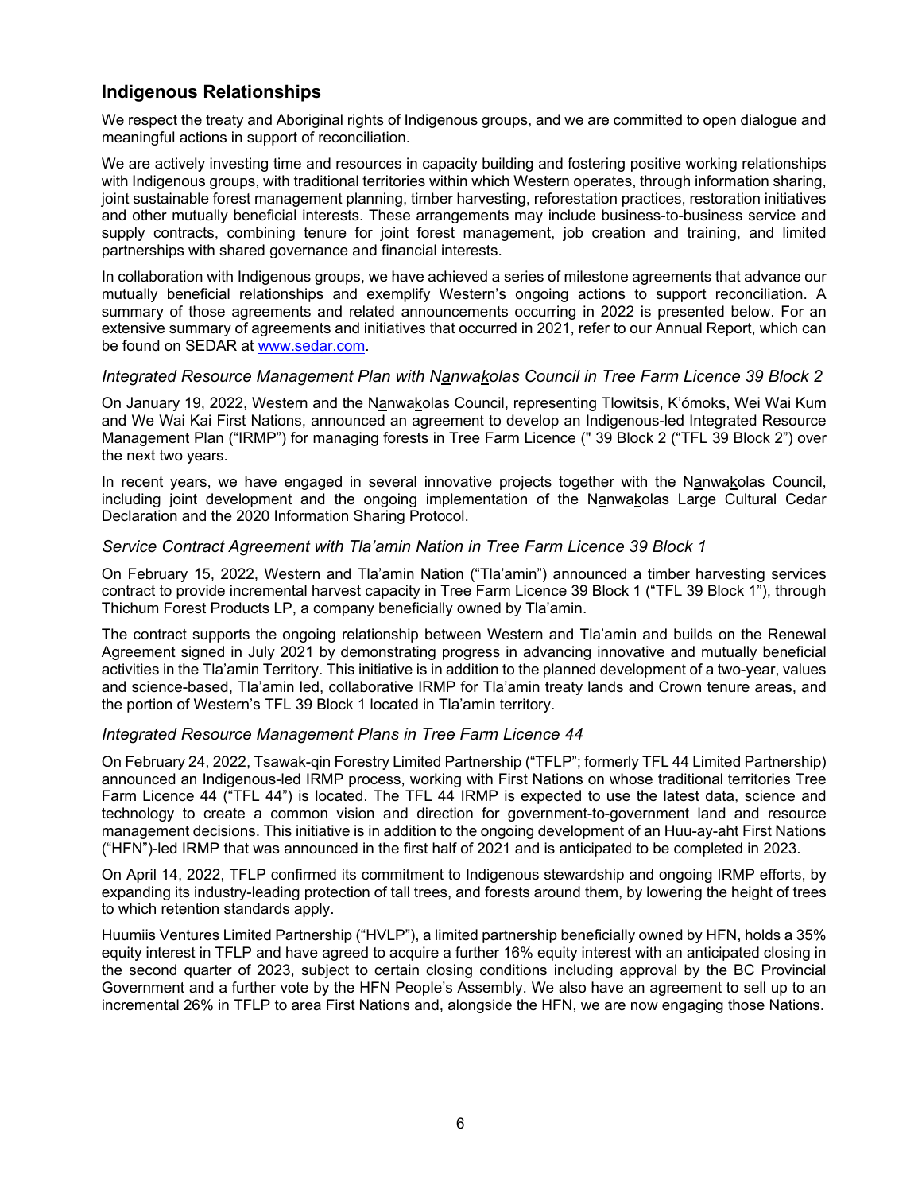## Indigenous Relationships

We respect the treaty and Aboriginal rights of Indigenous groups, and we are committed to open dialogue and meaningful actions in support of reconciliation.

We are actively investing time and resources in capacity building and fostering positive working relationships with Indigenous groups, with traditional territories within which Western operates, through information sharing, joint sustainable forest management planning, timber harvesting, reforestation practices, restoration initiatives and other mutually beneficial interests. These arrangements may include business-to-business service and supply contracts, combining tenure for joint forest management, job creation and training, and limited partnerships with shared governance and financial interests.

In collaboration with Indigenous groups, we have achieved a series of milestone agreements that advance our mutually beneficial relationships and exemplify Western's ongoing actions to support reconciliation. A summary of those agreements and related announcements occurring in 2022 is presented below. For an extensive summary of agreements and initiatives that occurred in 2021, refer to our Annual Report, which can be found on SEDAR at www.sedar.com.

### *Integrated Resource Management Plan with Nanwakolas Council in Tree Farm Licence 39 Block 2*

On January 19, 2022, Western and the Nanwakolas Council, representing Tlowitsis, K'ómoks, Wei Wai Kum and We Wai Kai First Nations, announced an agreement to develop an Indigenous-led Integrated Resource Management Plan ("IRMP") for managing forests in Tree Farm Licence (" 39 Block 2 ("TFL 39 Block 2") over the next two years.

In recent years, we have engaged in several innovative projects together with the Nanwakolas Council, including joint development and the ongoing implementation of the Nanwakolas Large Cultural Cedar Declaration and the 2020 Information Sharing Protocol.

### *Service Contract Agreement with Tla'amin Nation in Tree Farm Licence 39 Block 1*

On February 15, 2022, Western and Tla'amin Nation ("Tla'amin") announced a timber harvesting services contract to provide incremental harvest capacity in Tree Farm Licence 39 Block 1 ("TFL 39 Block 1"), through Thichum Forest Products LP, a company beneficially owned by Tla'amin.

The contract supports the ongoing relationship between Western and Tla'amin and builds on the Renewal Agreement signed in July 2021 by demonstrating progress in advancing innovative and mutually beneficial activities in the Tla'amin Territory. This initiative is in addition to the planned development of a two-year, values and science-based, Tla'amin led, collaborative IRMP for Tla'amin treaty lands and Crown tenure areas, and the portion of Western's TFL 39 Block 1 located in Tla'amin territory.

### *Integrated Resource Management Plans in Tree Farm Licence 44*

On February 24, 2022, Tsawak-qin Forestry Limited Partnership ("TFLP"; formerly TFL 44 Limited Partnership) announced an Indigenous-led IRMP process, working with First Nations on whose traditional territories Tree Farm Licence 44 ("TFL 44") is located. The TFL 44 IRMP is expected to use the latest data, science and technology to create a common vision and direction for government-to-government land and resource management decisions. This initiative is in addition to the ongoing development of an Huu-ay-aht First Nations ("HFN")-led IRMP that was announced in the first half of 2021 and is anticipated to be completed in 2023.

On April 14, 2022, TFLP confirmed its commitment to Indigenous stewardship and ongoing IRMP efforts, by expanding its industry-leading protection of tall trees, and forests around them, by lowering the height of trees to which retention standards apply.

Huumiis Ventures Limited Partnership ("HVLP"), a limited partnership beneficially owned by HFN, holds a 35% equity interest in TFLP and have agreed to acquire a further 16% equity interest with an anticipated closing in the second quarter of 2023, subject to certain closing conditions including approval by the BC Provincial Government and a further vote by the HFN People's Assembly. We also have an agreement to sell up to an incremental 26% in TFLP to area First Nations and, alongside the HFN, we are now engaging those Nations.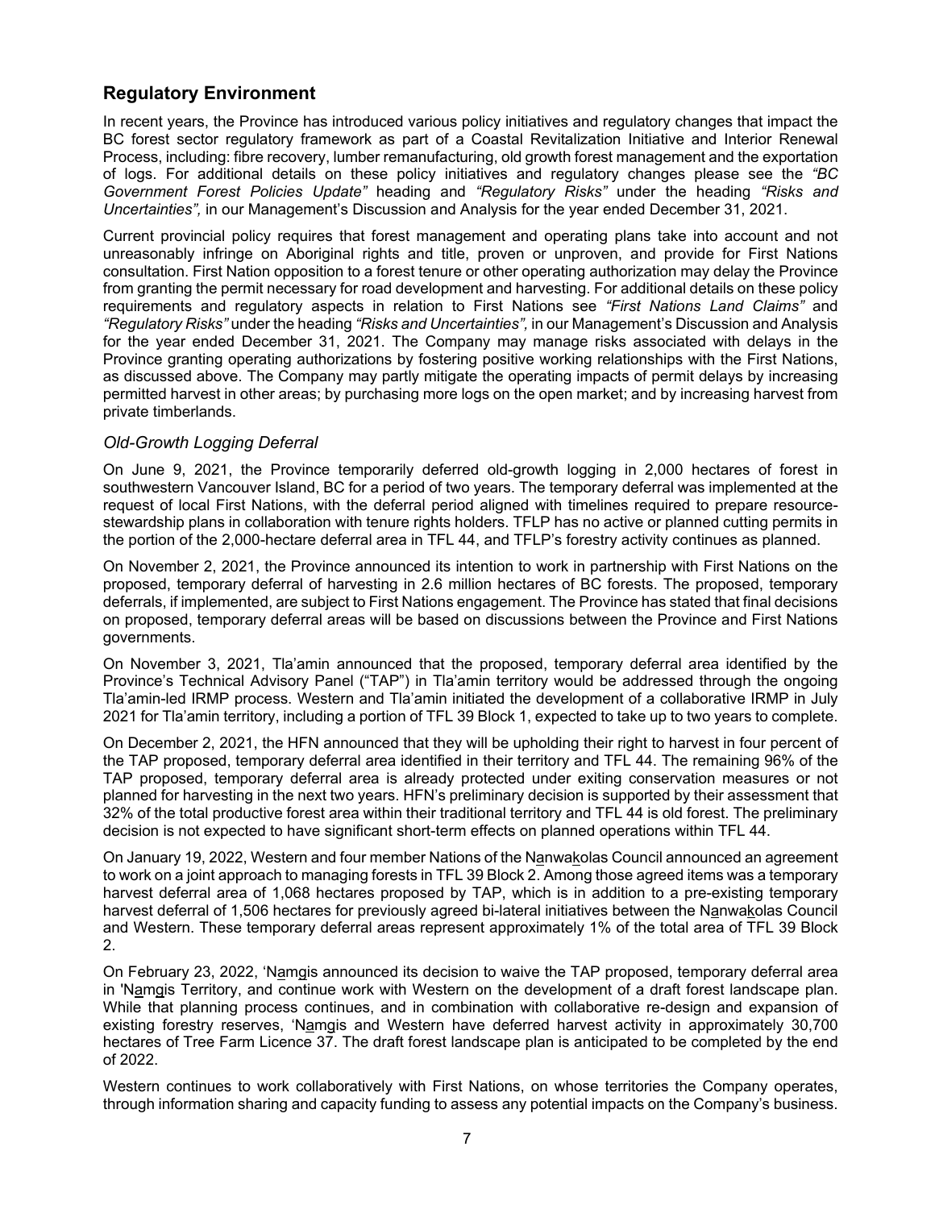## Regulatory Environment

In recent years, the Province has introduced various policy initiatives and regulatory changes that impact the BC forest sector regulatory framework as part of a Coastal Revitalization Initiative and Interior Renewal Process, including: fibre recovery, lumber remanufacturing, old growth forest management and the exportation of logs. For additional details on these policy initiatives and regulatory changes please see the *"BC Government Forest Policies Update"* heading and *"Regulatory Risks"* under the heading *"Risks and Uncertainties",* in our Management's Discussion and Analysis for the year ended December 31, 2021.

Current provincial policy requires that forest management and operating plans take into account and not unreasonably infringe on Aboriginal rights and title, proven or unproven, and provide for First Nations consultation. First Nation opposition to a forest tenure or other operating authorization may delay the Province from granting the permit necessary for road development and harvesting. For additional details on these policy requirements and regulatory aspects in relation to First Nations see *"First Nations Land Claims"* and *"Regulatory Risks"* under the heading *"Risks and Uncertainties",* in our Management's Discussion and Analysis for the year ended December 31, 2021. The Company may manage risks associated with delays in the Province granting operating authorizations by fostering positive working relationships with the First Nations, as discussed above. The Company may partly mitigate the operating impacts of permit delays by increasing permitted harvest in other areas; by purchasing more logs on the open market; and by increasing harvest from private timberlands.

### *Old-Growth Logging Deferral*

On June 9, 2021, the Province temporarily deferred old-growth logging in 2,000 hectares of forest in southwestern Vancouver Island, BC for a period of two years. The temporary deferral was implemented at the request of local First Nations, with the deferral period aligned with timelines required to prepare resource-stewardship plans in collaboration with tenure rights holders. TFLP has no active or planned cutting permits in the portion of the 2,000-hectare deferral area in TFL 44, and TFLP's forestry activity continues as planned.

On November 2, 2021, the Province announced its intention to work in partnership with First Nations on the proposed, temporary deferral of harvesting in 2.6 million hectares of BC forests. The proposed, temporary deferrals, if implemented, are subject to First Nations engagement. The Province has stated that final decisions on proposed, temporary deferral areas will be based on discussions between the Province and First Nations governments.

On November 3, 2021, Tla'amin announced that the proposed, temporary deferral area identified by the Province's Technical Advisory Panel ("TAP") in Tla'amin territory would be addressed through the ongoing Tla'amin-led IRMP process. Western and Tla'amin initiated the development of a collaborative IRMP in July 2021 for Tla'amin territory, including a portion of TFL 39 Block 1, expected to take up to two years to complete.

On December 2, 2021, the HFN announced that they will be upholding their right to harvest in four percent of the TAP proposed, temporary deferral area identified in their territory and TFL 44. The remaining 96% of the TAP proposed, temporary deferral area is already protected under exiting conservation measures or not planned for harvesting in the next two years. HFN's preliminary decision is supported by their assessment that 32% of the total productive forest area within their traditional territory and TFL 44 is old forest. The preliminary decision is not expected to have significant short-term effects on planned operations within TFL 44.

On January 19, 2022, Western and four member Nations of the Nanwakolas Council announced an agreement to work on a joint approach to managing forests in TFL 39 Block 2. Among those agreed items was a temporary harvest deferral area of 1,068 hectares proposed by TAP, which is in addition to a pre-existing temporary harvest deferral of 1,506 hectares for previously agreed bi-lateral initiatives between the Nanwakolas Council and Western. These temporary deferral areas represent approximately 1% of the total area of TFL 39 Block 2.

On February 23, 2022, 'Namgis announced its decision to waive the TAP proposed, temporary deferral area in 'Namgis Territory, and continue work with Western on the development of a draft forest landscape plan. While that planning process continues, and in combination with collaborative re-design and expansion of existing forestry reserves, 'Namgis and Western have deferred harvest activity in approximately 30,700 hectares of Tree Farm Licence 37. The draft forest landscape plan is anticipated to be completed by the end of 2022.

Western continues to work collaboratively with First Nations, on whose territories the Company operates, through information sharing and capacity funding to assess any potential impacts on the Company's business.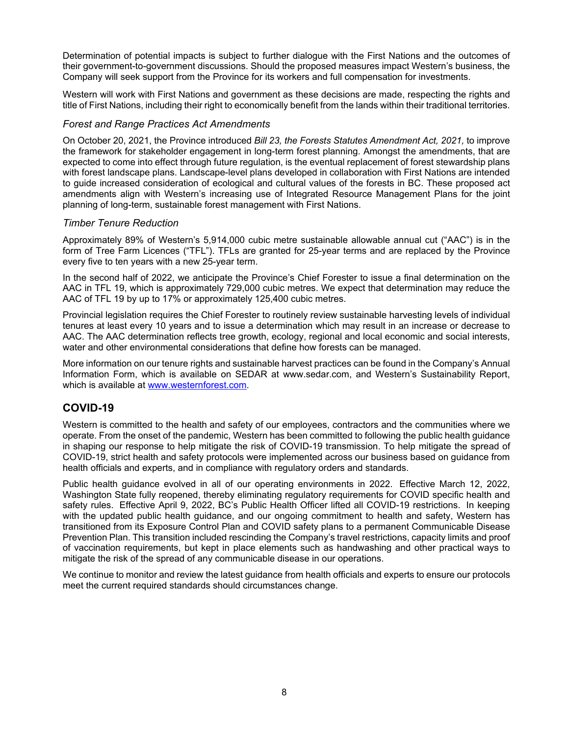Determination of potential impacts is subject to further dialogue with the First Nations and the outcomes of their government-to-government discussions. Should the proposed measures impact Western's business, the Company will seek support from the Province for its workers and full compensation for investments.

Western will work with First Nations and government as these decisions are made, respecting the rights and title of First Nations, including their right to economically benefit from the lands within their traditional territories.

### *Forest and Range Practices Act Amendments*

On October 20, 2021, the Province introduced *Bill 23, the Forests Statutes Amendment Act, 2021,* to improve the framework for stakeholder engagement in long-term forest planning. Amongst the amendments, that are expected to come into effect through future regulation, is the eventual replacement of forest stewardship plans with forest landscape plans. Landscape-level plans developed in collaboration with First Nations are intended to guide increased consideration of ecological and cultural values of the forests in BC. These proposed act amendments align with Western's increasing use of Integrated Resource Management Plans for the joint planning of long-term, sustainable forest management with First Nations.

### *Timber Tenure Reduction*

Approximately 89% of Western's 5,914,000 cubic metre sustainable allowable annual cut ("AAC") is in the form of Tree Farm Licences ("TFL"). TFLs are granted for 25-year terms and are replaced by the Province every five to ten years with a new 25-year term.

In the second half of 2022, we anticipate the Province's Chief Forester to issue a final determination on the AAC in TFL 19, which is approximately 729,000 cubic metres. We expect that determination may reduce the AAC of TFL 19 by up to 17% or approximately 125,400 cubic metres.

Provincial legislation requires the Chief Forester to routinely review sustainable harvesting levels of individual tenures at least every 10 years and to issue a determination which may result in an increase or decrease to AAC. The AAC determination reflects tree growth, ecology, regional and local economic and social interests, water and other environmental considerations that define how forests can be managed.

More information on our tenure rights and sustainable harvest practices can be found in the Company's Annual Information Form, which is available on SEDAR at www.sedar.com, and Western's Sustainability Report, which is available at [www.westernforest.com](www.westernforest.com).

## COVID-19

Western is committed to the health and safety of our employees, contractors and the communities where we operate. From the onset of the pandemic, Western has been committed to following the public health guidance in shaping our response to help mitigate the risk of COVID-19 transmission. To help mitigate the spread of COVID-19, strict health and safety protocols were implemented across our business based on guidance from health officials and experts, and in compliance with regulatory orders and standards.

Public health guidance evolved in all of our operating environments in 2022. Effective March 12, 2022, Washington State fully reopened, thereby eliminating regulatory requirements for COVID specific health and safety rules. Effective April 9, 2022, BC's Public Health Officer lifted all COVID-19 restrictions. In keeping with the updated public health guidance, and our ongoing commitment to health and safety, Western has transitioned from its Exposure Control Plan and COVID safety plans to a permanent Communicable Disease Prevention Plan. This transition included rescinding the Company's travel restrictions, capacity limits and proof of vaccination requirements, but kept in place elements such as handwashing and other practical ways to mitigate the risk of the spread of any communicable disease in our operations.

We continue to monitor and review the latest guidance from health officials and experts to ensure our protocols meet the current required standards should circumstances change.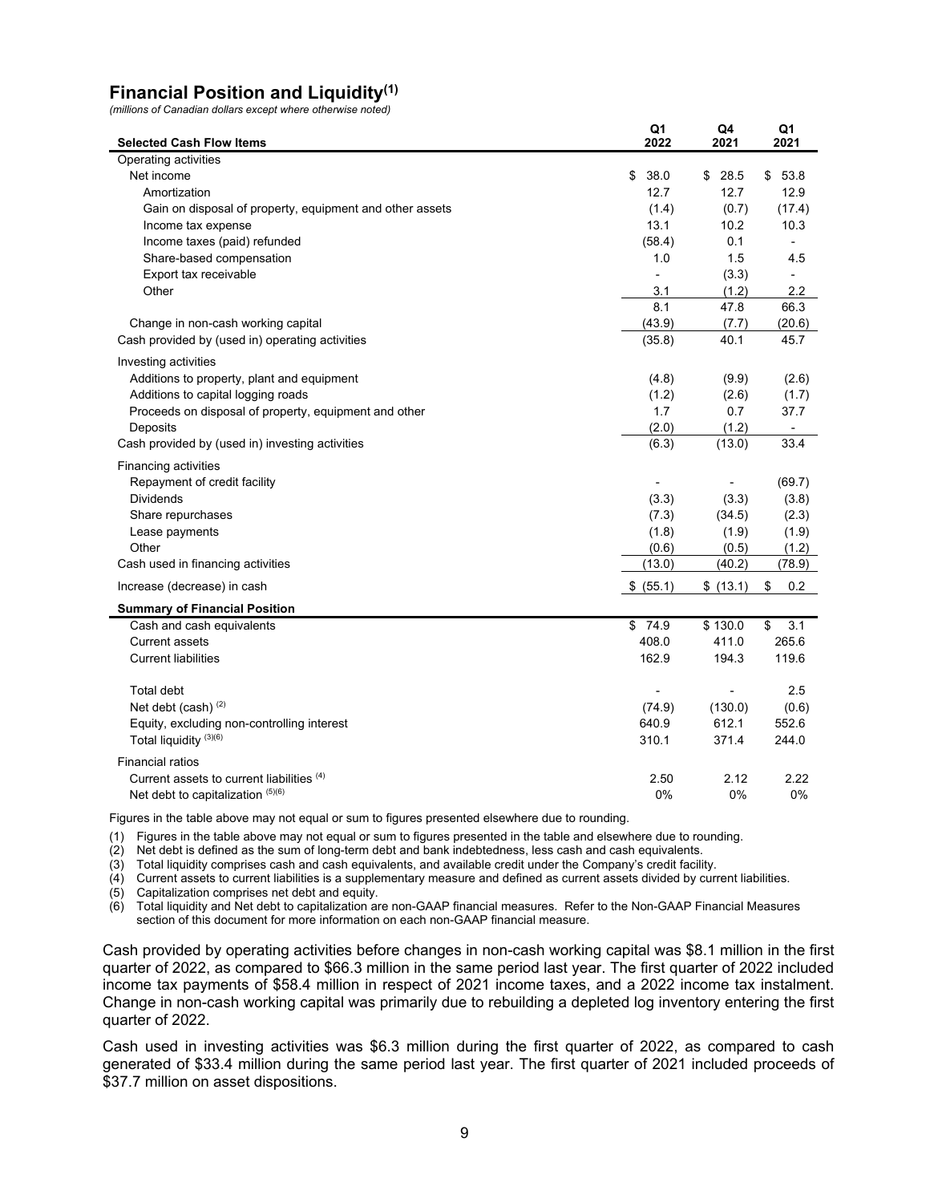## Financial Position and Liquidity[1]

*(millions of Canadian dollars except where otherwise noted)*

| Selected Cash Flow Items | Q1 2022 | Q4 2021 | Q1 2021 |
|---|---|---|---|
| Operating activities | | | |
| Net income | $ 38.0 | $ 28.5 | $ 53.8 |
| Amortization | 12.7 | 12.7 | 12.9 |
| Gain on disposal of property, equipment and other assets | (1.4) | (0.7) | (17.4) |
| Income tax expense | 13.1 | 10.2 | 10.3 |
| Income taxes (paid) refunded | (58.4) | 0.1 | - |
| Share-based compensation | 1.0 | 1.5 | 4.5 |
| Export tax receivable | - | (3.3) | - |
| Other | 3.1 | (1.2) | 2.2 |
| | 8.1 | 47.8 | 66.3 |
| Change in non-cash working capital | (43.9) | (7.7) | (20.6) |
| Cash provided by (used in) operating activities | (35.8) | 40.1 | 45.7 |
| Investing activities | | | |
| Additions to property, plant and equipment | (4.8) | (9.9) | (2.6) |
| Additions to capital logging roads | (1.2) | (2.6) | (1.7) |
| Proceeds on disposal of property, equipment and other | 1.7 | 0.7 | 37.7 |
| Deposits | (2.0) | (1.2) | - |
| Cash provided by (used in) investing activities | (6.3) | (13.0) | 33.4 |
| Financing activities | | | |
| Repayment of credit facility | - | - | (69.7) |
| Dividends | (3.3) | (3.3) | (3.8) |
| Share repurchases | (7.3) | (34.5) | (2.3) |
| Lease payments | (1.8) | (1.9) | (1.9) |
| Other | (0.6) | (0.5) | (1.2) |
| Cash used in financing activities | (13.0) | (40.2) | (78.9) |
| Increase (decrease) in cash | $ (55.1) | $ (13.1) | $ 0.2 |
| **Summary of Financial Position** | | | |
| Cash and cash equivalents | $ 74.9 | $ 130.0 | $ 3.1 |
| Current assets | 408.0 | 411.0 | 265.6 |
| Current liabilities | 162.9 | 194.3 | 119.6 |
| Total debt | - | - | 2.5 |
| Net debt (cash) [2] | (74.9) | (130.0) | (0.6) |
| Equity, excluding non-controlling interest | 640.9 | 612.1 | 552.6 |
| Total liquidity [3][6] | 310.1 | 371.4 | 244.0 |
| Financial ratios | | | |
| Current assets to current liabilities [4] | 2.50 | 2.12 | 2.22 |
| Net debt to capitalization [5][6] | 0% | 0% | 0% |

Figures in the table above may not equal or sum to figures presented elsewhere due to rounding.

(1) Figures in the table above may not equal or sum to figures presented in the table and elsewhere due to rounding.
(2) Net debt is defined as the sum of long-term debt and bank indebtedness, less cash and cash equivalents.
(3) Total liquidity comprises cash and cash equivalents, and available credit under the Company's credit facility.
(4) Current assets to current liabilities is a supplementary measure and defined as current assets divided by current liabilities.
(5) Capitalization comprises net debt and equity.
(6) Total liquidity and Net debt to capitalization are non-GAAP financial measures. Refer to the Non-GAAP Financial Measures section of this document for more information on each non-GAAP financial measure.

Cash provided by operating activities before changes in non-cash working capital was $8.1 million in the first quarter of 2022, as compared to $66.3 million in the same period last year. The first quarter of 2022 included income tax payments of $58.4 million in respect of 2021 income taxes, and a 2022 income tax instalment. Change in non-cash working capital was primarily due to rebuilding a depleted log inventory entering the first quarter of 2022.

Cash used in investing activities was $6.3 million during the first quarter of 2022, as compared to cash generated of $33.4 million during the same period last year. The first quarter of 2021 included proceeds of $37.7 million on asset dispositions.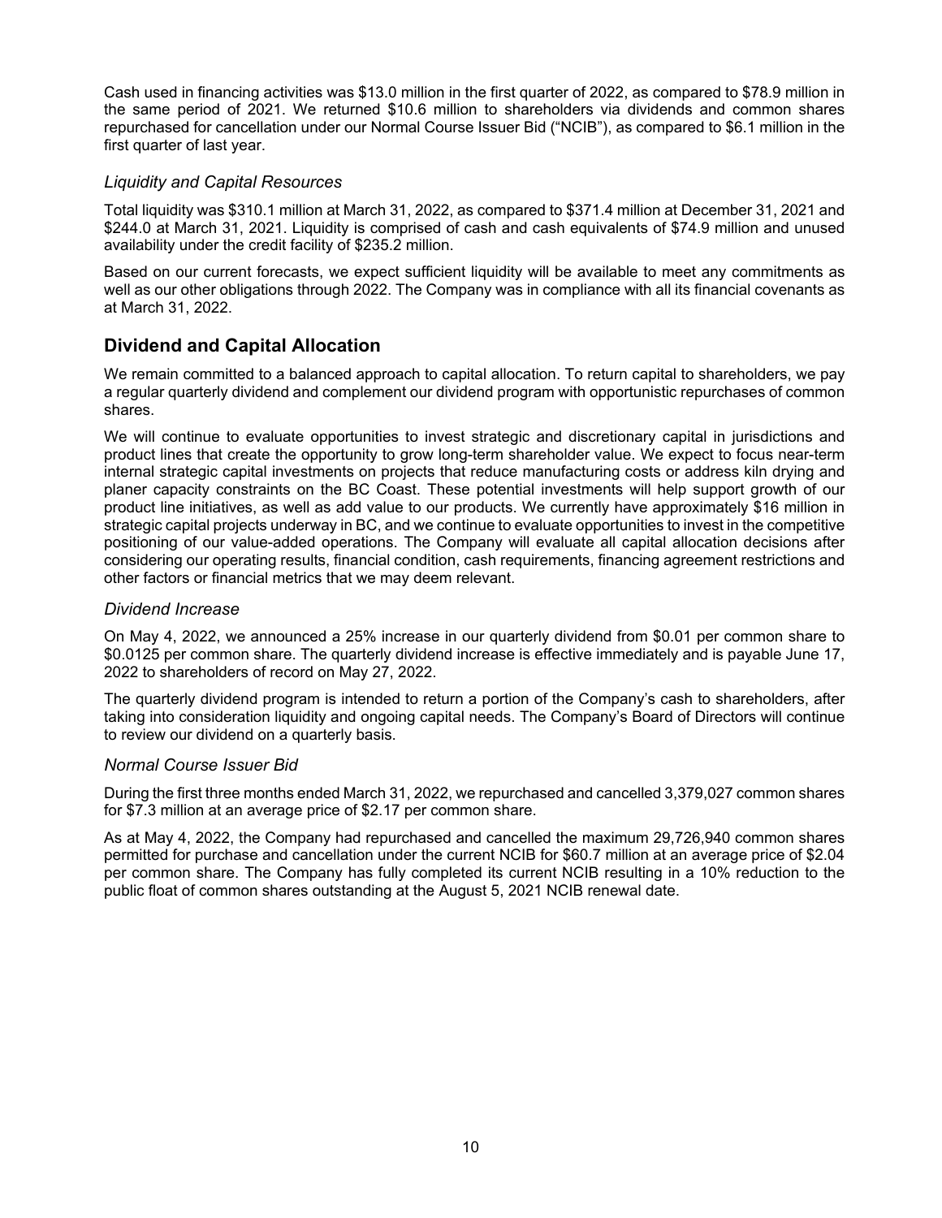Cash used in financing activities was $13.0 million in the first quarter of 2022, as compared to $78.9 million in the same period of 2021. We returned $10.6 million to shareholders via dividends and common shares repurchased for cancellation under our Normal Course Issuer Bid ("NCIB"), as compared to $6.1 million in the first quarter of last year.

### *Liquidity and Capital Resources*

Total liquidity was $310.1 million at March 31, 2022, as compared to $371.4 million at December 31, 2021 and $244.0 at March 31, 2021. Liquidity is comprised of cash and cash equivalents of $74.9 million and unused availability under the credit facility of $235.2 million.

Based on our current forecasts, we expect sufficient liquidity will be available to meet any commitments as well as our other obligations through 2022. The Company was in compliance with all its financial covenants as at March 31, 2022.

## Dividend and Capital Allocation

We remain committed to a balanced approach to capital allocation. To return capital to shareholders, we pay a regular quarterly dividend and complement our dividend program with opportunistic repurchases of common shares.

We will continue to evaluate opportunities to invest strategic and discretionary capital in jurisdictions and product lines that create the opportunity to grow long-term shareholder value. We expect to focus near-term internal strategic capital investments on projects that reduce manufacturing costs or address kiln drying and planer capacity constraints on the BC Coast. These potential investments will help support growth of our product line initiatives, as well as add value to our products. We currently have approximately $16 million in strategic capital projects underway in BC, and we continue to evaluate opportunities to invest in the competitive positioning of our value-added operations. The Company will evaluate all capital allocation decisions after considering our operating results, financial condition, cash requirements, financing agreement restrictions and other factors or financial metrics that we may deem relevant.

### *Dividend Increase*

On May 4, 2022, we announced a 25% increase in our quarterly dividend from $0.01 per common share to $0.0125 per common share. The quarterly dividend increase is effective immediately and is payable June 17, 2022 to shareholders of record on May 27, 2022.

The quarterly dividend program is intended to return a portion of the Company's cash to shareholders, after taking into consideration liquidity and ongoing capital needs. The Company's Board of Directors will continue to review our dividend on a quarterly basis.

### *Normal Course Issuer Bid*

During the first three months ended March 31, 2022, we repurchased and cancelled 3,379,027 common shares for $7.3 million at an average price of $2.17 per common share.

As at May 4, 2022, the Company had repurchased and cancelled the maximum 29,726,940 common shares permitted for purchase and cancellation under the current NCIB for $60.7 million at an average price of $2.04 per common share. The Company has fully completed its current NCIB resulting in a 10% reduction to the public float of common shares outstanding at the August 5, 2021 NCIB renewal date.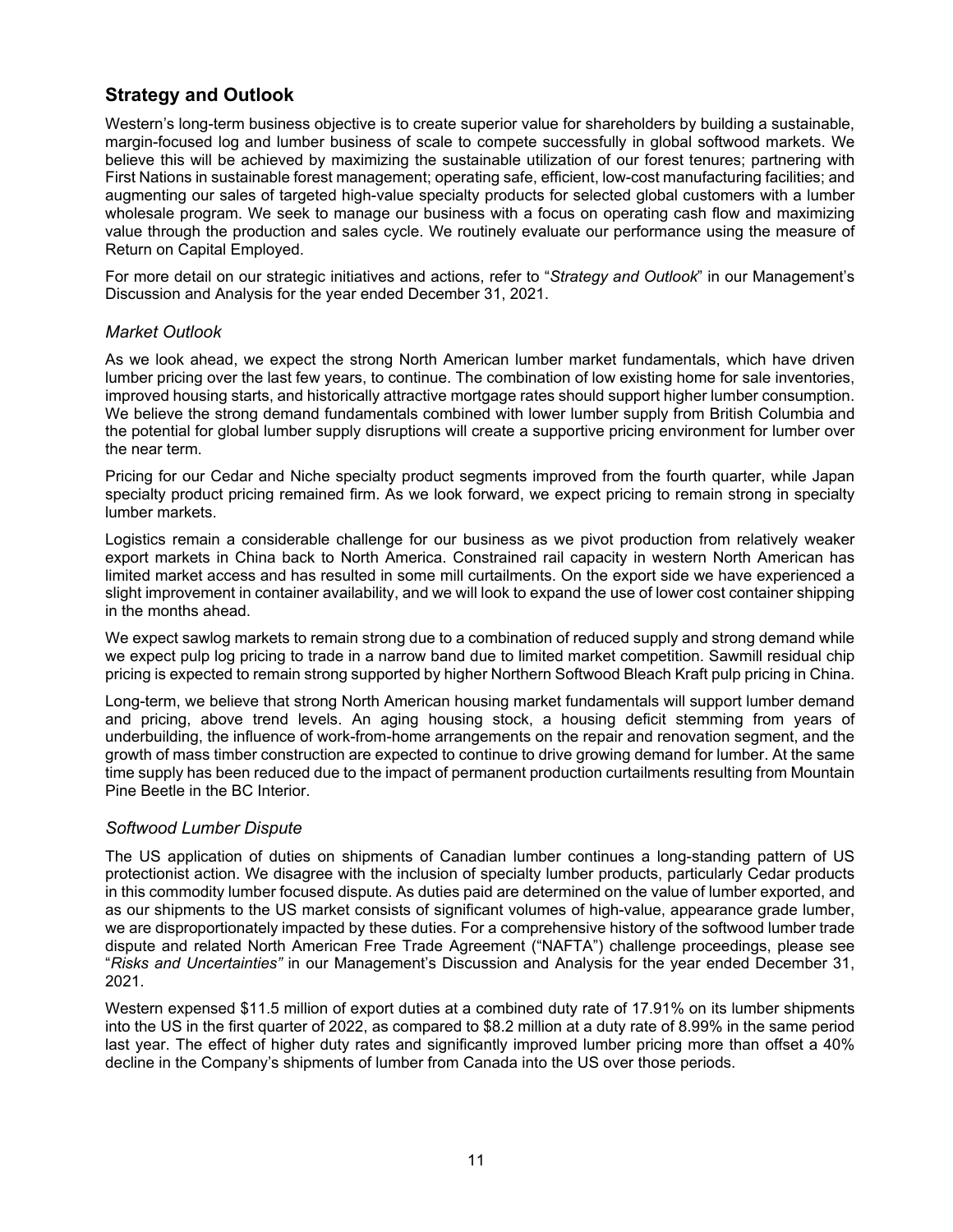## Strategy and Outlook

Western's long-term business objective is to create superior value for shareholders by building a sustainable, margin-focused log and lumber business of scale to compete successfully in global softwood markets. We believe this will be achieved by maximizing the sustainable utilization of our forest tenures; partnering with First Nations in sustainable forest management; operating safe, efficient, low-cost manufacturing facilities; and augmenting our sales of targeted high-value specialty products for selected global customers with a lumber wholesale program. We seek to manage our business with a focus on operating cash flow and maximizing value through the production and sales cycle. We routinely evaluate our performance using the measure of Return on Capital Employed.

For more detail on our strategic initiatives and actions, refer to "*Strategy and Outlook*" in our Management's Discussion and Analysis for the year ended December 31, 2021.

### *Market Outlook*

As we look ahead, we expect the strong North American lumber market fundamentals, which have driven lumber pricing over the last few years, to continue. The combination of low existing home for sale inventories, improved housing starts, and historically attractive mortgage rates should support higher lumber consumption. We believe the strong demand fundamentals combined with lower lumber supply from British Columbia and the potential for global lumber supply disruptions will create a supportive pricing environment for lumber over the near term.

Pricing for our Cedar and Niche specialty product segments improved from the fourth quarter, while Japan specialty product pricing remained firm. As we look forward, we expect pricing to remain strong in specialty lumber markets.

Logistics remain a considerable challenge for our business as we pivot production from relatively weaker export markets in China back to North America. Constrained rail capacity in western North American has limited market access and has resulted in some mill curtailments. On the export side we have experienced a slight improvement in container availability, and we will look to expand the use of lower cost container shipping in the months ahead.

We expect sawlog markets to remain strong due to a combination of reduced supply and strong demand while we expect pulp log pricing to trade in a narrow band due to limited market competition. Sawmill residual chip pricing is expected to remain strong supported by higher Northern Softwood Bleach Kraft pulp pricing in China.

Long-term, we believe that strong North American housing market fundamentals will support lumber demand and pricing, above trend levels. An aging housing stock, a housing deficit stemming from years of underbuilding, the influence of work-from-home arrangements on the repair and renovation segment, and the growth of mass timber construction are expected to continue to drive growing demand for lumber. At the same time supply has been reduced due to the impact of permanent production curtailments resulting from Mountain Pine Beetle in the BC Interior.

### *Softwood Lumber Dispute*

The US application of duties on shipments of Canadian lumber continues a long-standing pattern of US protectionist action. We disagree with the inclusion of specialty lumber products, particularly Cedar products in this commodity lumber focused dispute. As duties paid are determined on the value of lumber exported, and as our shipments to the US market consists of significant volumes of high-value, appearance grade lumber, we are disproportionately impacted by these duties. For a comprehensive history of the softwood lumber trade dispute and related North American Free Trade Agreement ("NAFTA") challenge proceedings, please see "*Risks and Uncertainties"* in our Management's Discussion and Analysis for the year ended December 31, 2021.

Western expensed $11.5 million of export duties at a combined duty rate of 17.91% on its lumber shipments into the US in the first quarter of 2022, as compared to $8.2 million at a duty rate of 8.99% in the same period last year. The effect of higher duty rates and significantly improved lumber pricing more than offset a 40% decline in the Company's shipments of lumber from Canada into the US over those periods.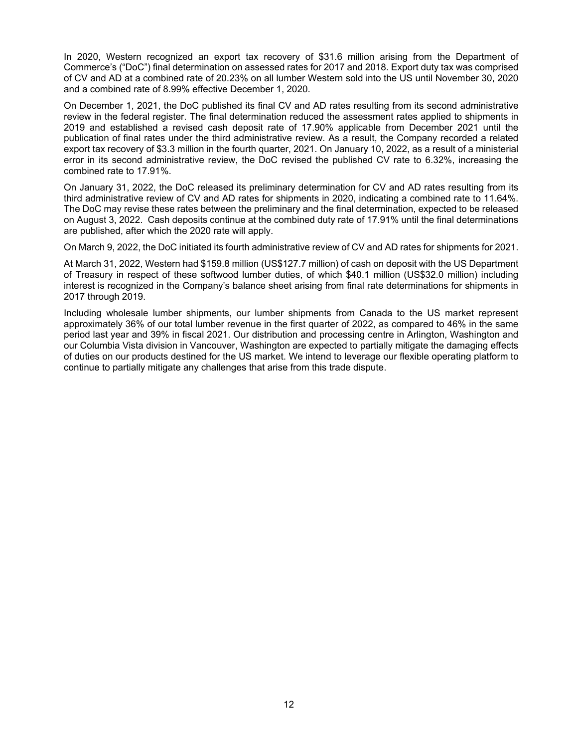In 2020, Western recognized an export tax recovery of $31.6 million arising from the Department of Commerce's ("DoC") final determination on assessed rates for 2017 and 2018. Export duty tax was comprised of CV and AD at a combined rate of 20.23% on all lumber Western sold into the US until November 30, 2020 and a combined rate of 8.99% effective December 1, 2020.

On December 1, 2021, the DoC published its final CV and AD rates resulting from its second administrative review in the federal register. The final determination reduced the assessment rates applied to shipments in 2019 and established a revised cash deposit rate of 17.90% applicable from December 2021 until the publication of final rates under the third administrative review. As a result, the Company recorded a related export tax recovery of $3.3 million in the fourth quarter, 2021. On January 10, 2022, as a result of a ministerial error in its second administrative review, the DoC revised the published CV rate to 6.32%, increasing the combined rate to 17.91%.

On January 31, 2022, the DoC released its preliminary determination for CV and AD rates resulting from its third administrative review of CV and AD rates for shipments in 2020, indicating a combined rate to 11.64%. The DoC may revise these rates between the preliminary and the final determination, expected to be released on August 3, 2022. Cash deposits continue at the combined duty rate of 17.91% until the final determinations are published, after which the 2020 rate will apply.

On March 9, 2022, the DoC initiated its fourth administrative review of CV and AD rates for shipments for 2021.

At March 31, 2022, Western had $159.8 million (US$127.7 million) of cash on deposit with the US Department of Treasury in respect of these softwood lumber duties, of which $40.1 million (US$32.0 million) including interest is recognized in the Company's balance sheet arising from final rate determinations for shipments in 2017 through 2019.

Including wholesale lumber shipments, our lumber shipments from Canada to the US market represent approximately 36% of our total lumber revenue in the first quarter of 2022, as compared to 46% in the same period last year and 39% in fiscal 2021. Our distribution and processing centre in Arlington, Washington and our Columbia Vista division in Vancouver, Washington are expected to partially mitigate the damaging effects of duties on our products destined for the US market. We intend to leverage our flexible operating platform to continue to partially mitigate any challenges that arise from this trade dispute.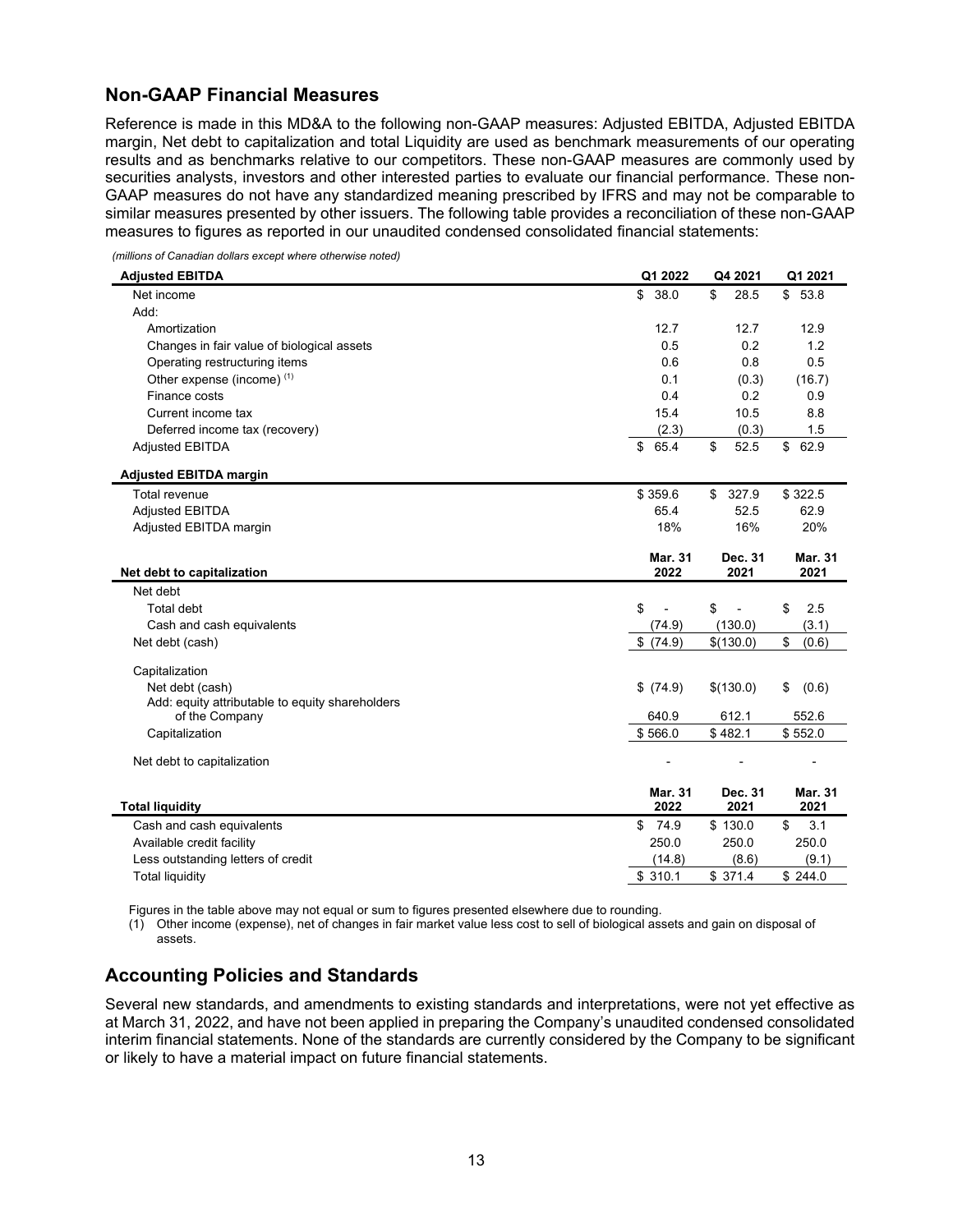## Non-GAAP Financial Measures

Reference is made in this MD&A to the following non-GAAP measures: Adjusted EBITDA, Adjusted EBITDA margin, Net debt to capitalization and total Liquidity are used as benchmark measurements of our operating results and as benchmarks relative to our competitors. These non-GAAP measures are commonly used by securities analysts, investors and other interested parties to evaluate our financial performance. These non-GAAP measures do not have any standardized meaning prescribed by IFRS and may not be comparable to similar measures presented by other issuers. The following table provides a reconciliation of these non-GAAP measures to figures as reported in our unaudited condensed consolidated financial statements:

*(millions of Canadian dollars except where otherwise noted)*

| **Adjusted EBITDA** | **Q1 2022** | **Q4 2021** | **Q1 2021** |
|---|---|---|---|
| Net income | $ 38.0 | $ 28.5 | $ 53.8 |
| Add: | | | |
| Amortization | 12.7 | 12.7 | 12.9 |
| Changes in fair value of biological assets | 0.5 | 0.2 | 1.2 |
| Operating restructuring items | 0.6 | 0.8 | 0.5 |
| Other expense (income) [(1)] | 0.1 | (0.3) | (16.7) |
| Finance costs | 0.4 | 0.2 | 0.9 |
| Current income tax | 15.4 | 10.5 | 8.8 |
| Deferred income tax (recovery) | (2.3) | (0.3) | 1.5 |
| Adjusted EBITDA | $ 65.4 | $ 52.5 | $ 62.9 |

| **Adjusted EBITDA margin** | **Q1 2022** | **Q4 2021** | **Q1 2021** |
|---|---|---|---|
| Total revenue | $ 359.6 | $ 327.9 | $ 322.5 |
| Adjusted EBITDA | 65.4 | 52.5 | 62.9 |
| Adjusted EBITDA margin | 18% | 16% | 20% |

| **Net debt to capitalization** | **Mar. 31 2022** | **Dec. 31 2021** | **Mar. 31 2021** |
|---|---|---|---|
| Net debt | | | |
| Total debt | $ - | $ - | $ 2.5 |
| Cash and cash equivalents | (74.9) | (130.0) | (3.1) |
| Net debt (cash) | $ (74.9) | $(130.0) | $ (0.6) |
| Capitalization | | | |
| Net debt (cash) | $ (74.9) | $(130.0) | $ (0.6) |
| Add: equity attributable to equity shareholders of the Company | 640.9 | 612.1 | 552.6 |
| Capitalization | $ 566.0 | $ 482.1 | $ 552.0 |
| Net debt to capitalization | - | - | - |

| **Total liquidity** | **Mar. 31 2022** | **Dec. 31 2021** | **Mar. 31 2021** |
|---|---|---|---|
| Cash and cash equivalents | $ 74.9 | $ 130.0 | $ 3.1 |
| Available credit facility | 250.0 | 250.0 | 250.0 |
| Less outstanding letters of credit | (14.8) | (8.6) | (9.1) |
| Total liquidity | $ 310.1 | $ 371.4 | $ 244.0 |

Figures in the table above may not equal or sum to figures presented elsewhere due to rounding.

(1) Other income (expense), net of changes in fair market value less cost to sell of biological assets and gain on disposal of assets.

## Accounting Policies and Standards

Several new standards, and amendments to existing standards and interpretations, were not yet effective as at March 31, 2022, and have not been applied in preparing the Company's unaudited condensed consolidated interim financial statements. None of the standards are currently considered by the Company to be significant or likely to have a material impact on future financial statements.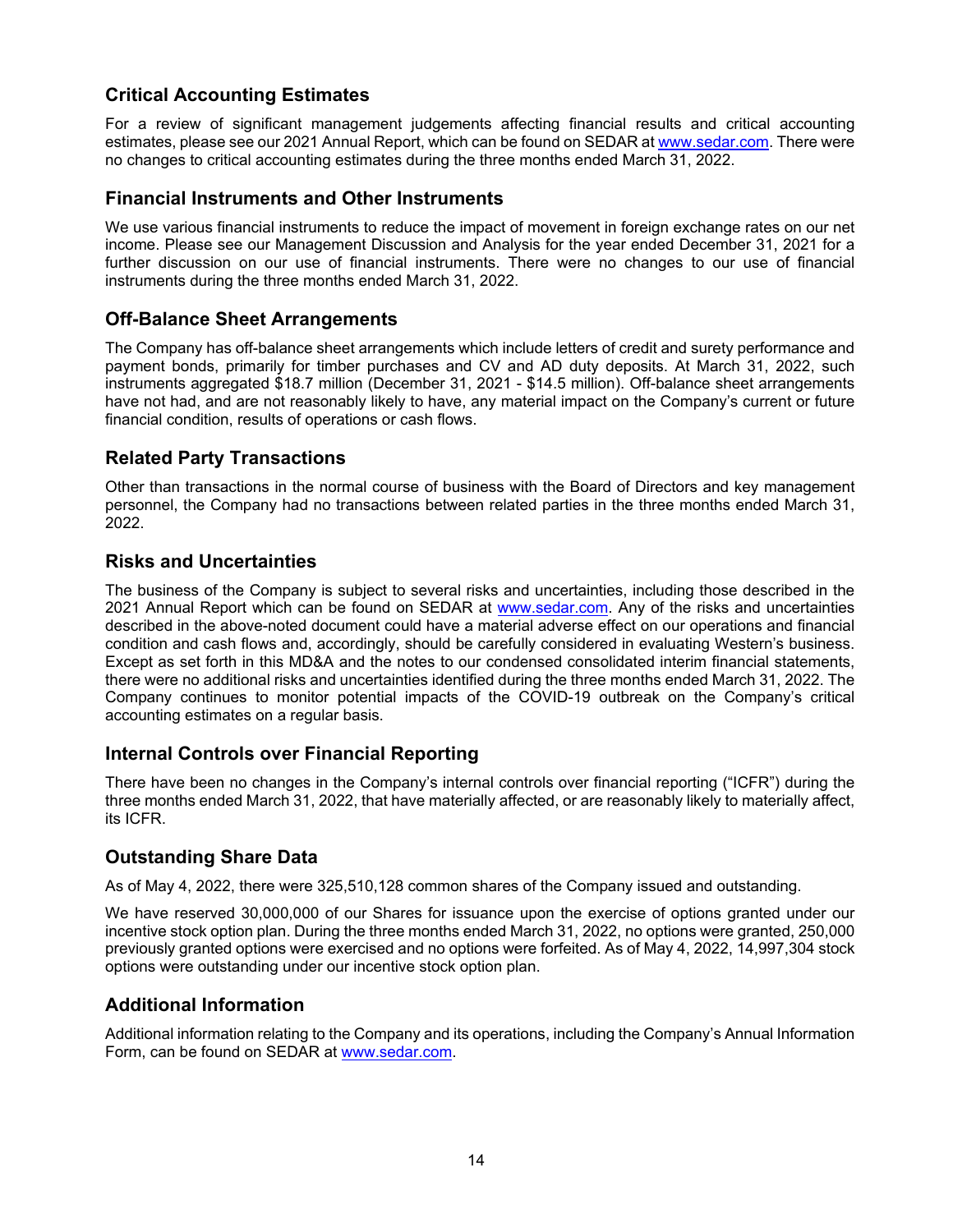## Critical Accounting Estimates

For a review of significant management judgements affecting financial results and critical accounting estimates, please see our 2021 Annual Report, which can be found on SEDAR at www.sedar.com. There were no changes to critical accounting estimates during the three months ended March 31, 2022.

## Financial Instruments and Other Instruments

We use various financial instruments to reduce the impact of movement in foreign exchange rates on our net income. Please see our Management Discussion and Analysis for the year ended December 31, 2021 for a further discussion on our use of financial instruments. There were no changes to our use of financial instruments during the three months ended March 31, 2022.

## Off-Balance Sheet Arrangements

The Company has off-balance sheet arrangements which include letters of credit and surety performance and payment bonds, primarily for timber purchases and CV and AD duty deposits. At March 31, 2022, such instruments aggregated $18.7 million (December 31, 2021 - $14.5 million). Off-balance sheet arrangements have not had, and are not reasonably likely to have, any material impact on the Company's current or future financial condition, results of operations or cash flows.

## Related Party Transactions

Other than transactions in the normal course of business with the Board of Directors and key management personnel, the Company had no transactions between related parties in the three months ended March 31, 2022.

## Risks and Uncertainties

The business of the Company is subject to several risks and uncertainties, including those described in the 2021 Annual Report which can be found on SEDAR at www.sedar.com. Any of the risks and uncertainties described in the above-noted document could have a material adverse effect on our operations and financial condition and cash flows and, accordingly, should be carefully considered in evaluating Western's business. Except as set forth in this MD&A and the notes to our condensed consolidated interim financial statements, there were no additional risks and uncertainties identified during the three months ended March 31, 2022. The Company continues to monitor potential impacts of the COVID-19 outbreak on the Company's critical accounting estimates on a regular basis.

## Internal Controls over Financial Reporting

There have been no changes in the Company's internal controls over financial reporting ("ICFR") during the three months ended March 31, 2022, that have materially affected, or are reasonably likely to materially affect, its ICFR.

## Outstanding Share Data

As of May 4, 2022, there were 325,510,128 common shares of the Company issued and outstanding.

We have reserved 30,000,000 of our Shares for issuance upon the exercise of options granted under our incentive stock option plan. During the three months ended March 31, 2022, no options were granted, 250,000 previously granted options were exercised and no options were forfeited. As of May 4, 2022, 14,997,304 stock options were outstanding under our incentive stock option plan.

## Additional Information

Additional information relating to the Company and its operations, including the Company's Annual Information Form, can be found on SEDAR at www.sedar.com.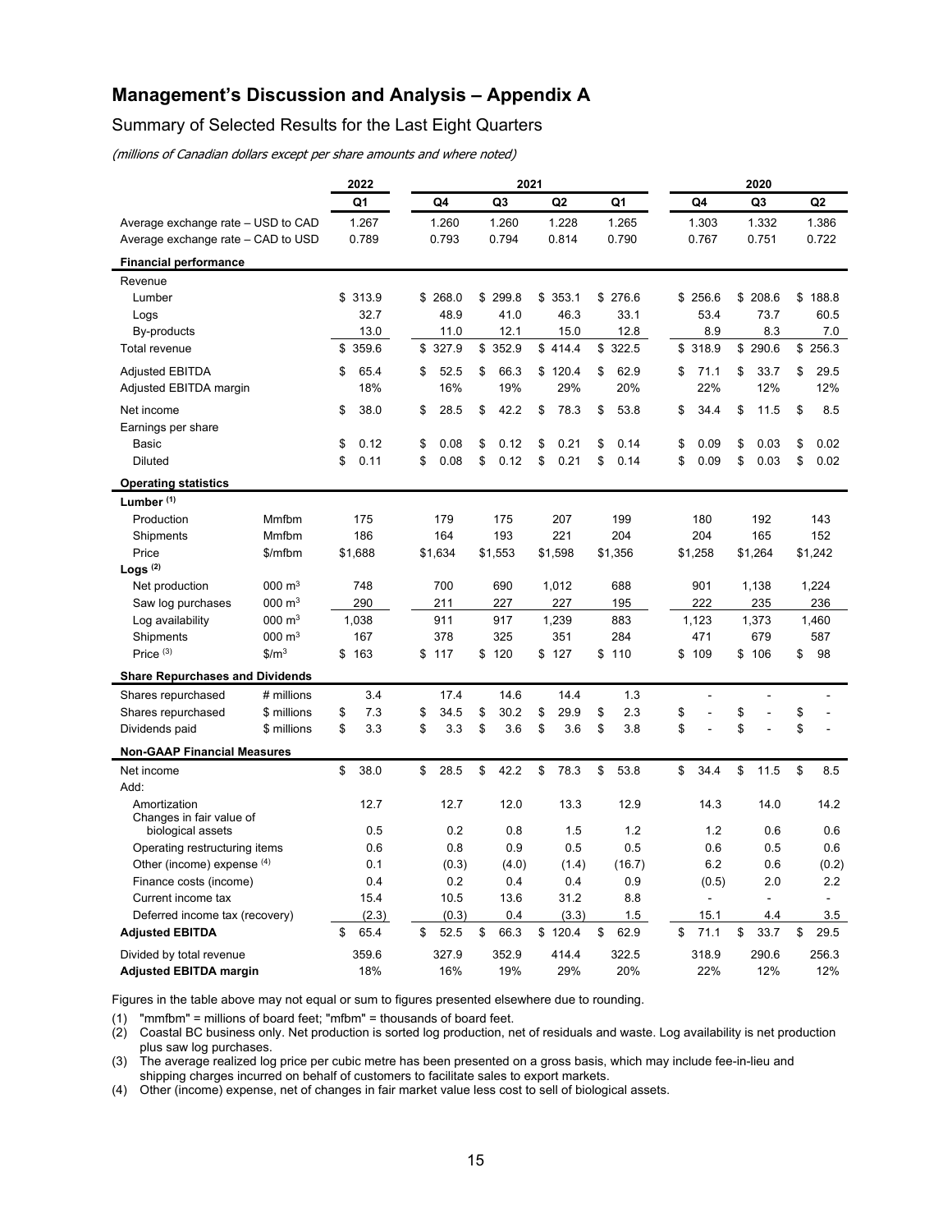# Management's Discussion and Analysis – Appendix A

## Summary of Selected Results for the Last Eight Quarters

*(millions of Canadian dollars except per share amounts and where noted)*

| | | 2022 | 2021 | | | | 2020 | | |
|---|---|---|---|---|---|---|---|---|---|
| | | Q1 | Q4 | Q3 | Q2 | Q1 | Q4 | Q3 | Q2 |
| Average exchange rate – USD to CAD | | 1.267 | 1.260 | 1.260 | 1.228 | 1.265 | 1.303 | 1.332 | 1.386 |
| Average exchange rate – CAD to USD | | 0.789 | 0.793 | 0.794 | 0.814 | 0.790 | 0.767 | 0.751 | 0.722 |
| **Financial performance** | | | | | | | | | |
| Revenue | | | | | | | | | |
| Lumber | | $ 313.9 | $ 268.0 | $ 299.8 | $ 353.1 | $ 276.6 | $ 256.6 | $ 208.6 | $ 188.8 |
| Logs | | 32.7 | 48.9 | 41.0 | 46.3 | 33.1 | 53.4 | 73.7 | 60.5 |
| By-products | | 13.0 | 11.0 | 12.1 | 15.0 | 12.8 | 8.9 | 8.3 | 7.0 |
| Total revenue | | $ 359.6 | $ 327.9 | $ 352.9 | $ 414.4 | $ 322.5 | $ 318.9 | $ 290.6 | $ 256.3 |
| Adjusted EBITDA | | $ 65.4 | $ 52.5 | $ 66.3 | $ 120.4 | $ 62.9 | $ 71.1 | $ 33.7 | $ 29.5 |
| Adjusted EBITDA margin | | 18% | 16% | 19% | 29% | 20% | 22% | 12% | 12% |
| Net income | | $ 38.0 | $ 28.5 | $ 42.2 | $ 78.3 | $ 53.8 | $ 34.4 | $ 11.5 | $ 8.5 |
| Earnings per share | | | | | | | | | |
| Basic | | $ 0.12 | $ 0.08 | $ 0.12 | $ 0.21 | $ 0.14 | $ 0.09 | $ 0.03 | $ 0.02 |
| Diluted | | $ 0.11 | $ 0.08 | $ 0.12 | $ 0.21 | $ 0.14 | $ 0.09 | $ 0.03 | $ 0.02 |
| **Operating statistics** | | | | | | | | | |
| **Lumber (1)** | | | | | | | | | |
| Production | Mmfbm | 175 | 179 | 175 | 207 | 199 | 180 | 192 | 143 |
| Shipments | Mmfbm | 186 | 164 | 193 | 221 | 204 | 204 | 165 | 152 |
| Price | $/mfbm | $1,688 | $1,634 | $1,553 | $1,598 | $1,356 | $1,258 | $1,264 | $1,242 |
| **Logs (2)** | | | | | | | | | |
| Net production | 000 m³ | 748 | 700 | 690 | 1,012 | 688 | 901 | 1,138 | 1,224 |
| Saw log purchases | 000 m³ | 290 | 211 | 227 | 227 | 195 | 222 | 235 | 236 |
| Log availability | 000 m³ | 1,038 | 911 | 917 | 1,239 | 883 | 1,123 | 1,373 | 1,460 |
| Shipments | 000 m³ | 167 | 378 | 325 | 351 | 284 | 471 | 679 | 587 |
| Price (3) | $/m³ | $ 163 | $ 117 | $ 120 | $ 127 | $ 110 | $ 109 | $ 106 | $ 98 |
| **Share Repurchases and Dividends** | | | | | | | | | |
| Shares repurchased | # millions | 3.4 | 17.4 | 14.6 | 14.4 | 1.3 | - | - | - |
| Shares repurchased | $ millions | $ 7.3 | $ 34.5 | $ 30.2 | $ 29.9 | $ 2.3 | $ - | $ - | $ - |
| Dividends paid | $ millions | $ 3.3 | $ 3.3 | $ 3.6 | $ 3.6 | $ 3.8 | $ - | $ - | $ - |
| **Non-GAAP Financial Measures** | | | | | | | | | |
| Net income | | $ 38.0 | $ 28.5 | $ 42.2 | $ 78.3 | $ 53.8 | $ 34.4 | $ 11.5 | $ 8.5 |
| Add: | | | | | | | | | |
| Amortization | | 12.7 | 12.7 | 12.0 | 13.3 | 12.9 | 14.3 | 14.0 | 14.2 |
| Changes in fair value of biological assets | | 0.5 | 0.2 | 0.8 | 1.5 | 1.2 | 1.2 | 0.6 | 0.6 |
| Operating restructuring items | | 0.6 | 0.8 | 0.9 | 0.5 | 0.5 | 0.6 | 0.5 | 0.6 |
| Other (income) expense (4) | | 0.1 | (0.3) | (4.0) | (1.4) | (16.7) | 6.2 | 0.6 | (0.2) |
| Finance costs (income) | | 0.4 | 0.2 | 0.4 | 0.4 | 0.9 | (0.5) | 2.0 | 2.2 |
| Current income tax | | 15.4 | 10.5 | 13.6 | 31.2 | 8.8 | - | - | - |
| Deferred income tax (recovery) | | (2.3) | (0.3) | 0.4 | (3.3) | 1.5 | 15.1 | 4.4 | 3.5 |
| **Adjusted EBITDA** | | $ 65.4 | $ 52.5 | $ 66.3 | $ 120.4 | $ 62.9 | $ 71.1 | $ 33.7 | $ 29.5 |
| Divided by total revenue | | 359.6 | 327.9 | 352.9 | 414.4 | 322.5 | 318.9 | 290.6 | 256.3 |
| **Adjusted EBITDA margin** | | 18% | 16% | 19% | 29% | 20% | 22% | 12% | 12% |

Figures in the table above may not equal or sum to figures presented elsewhere due to rounding.

(1) "mmfbm" = millions of board feet; "mfbm" = thousands of board feet.
(2) Coastal BC business only. Net production is sorted log production, net of residuals and waste. Log availability is net production plus saw log purchases.
(3) The average realized log price per cubic metre has been presented on a gross basis, which may include fee-in-lieu and shipping charges incurred on behalf of customers to facilitate sales to export markets.
(4) Other (income) expense, net of changes in fair market value less cost to sell of biological assets.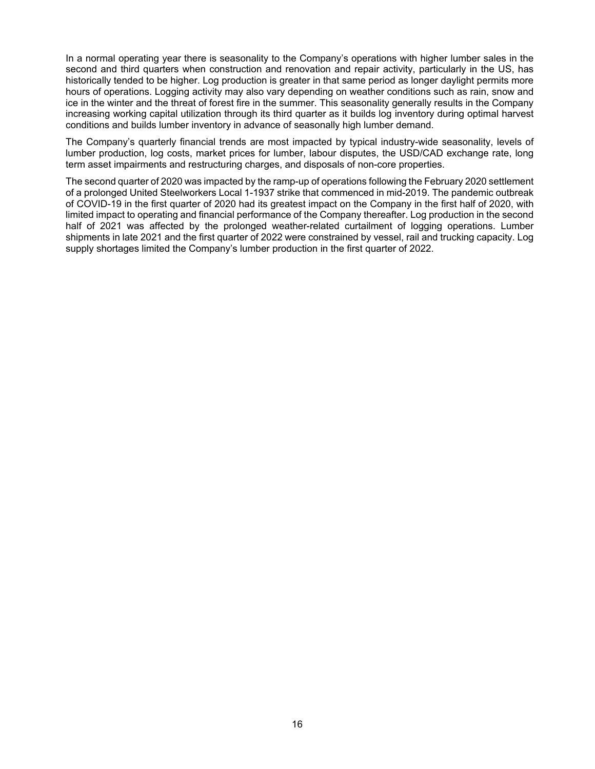In a normal operating year there is seasonality to the Company's operations with higher lumber sales in the second and third quarters when construction and renovation and repair activity, particularly in the US, has historically tended to be higher. Log production is greater in that same period as longer daylight permits more hours of operations. Logging activity may also vary depending on weather conditions such as rain, snow and ice in the winter and the threat of forest fire in the summer. This seasonality generally results in the Company increasing working capital utilization through its third quarter as it builds log inventory during optimal harvest conditions and builds lumber inventory in advance of seasonally high lumber demand.

The Company's quarterly financial trends are most impacted by typical industry-wide seasonality, levels of lumber production, log costs, market prices for lumber, labour disputes, the USD/CAD exchange rate, long term asset impairments and restructuring charges, and disposals of non-core properties.

The second quarter of 2020 was impacted by the ramp-up of operations following the February 2020 settlement of a prolonged United Steelworkers Local 1-1937 strike that commenced in mid-2019. The pandemic outbreak of COVID-19 in the first quarter of 2020 had its greatest impact on the Company in the first half of 2020, with limited impact to operating and financial performance of the Company thereafter. Log production in the second half of 2021 was affected by the prolonged weather-related curtailment of logging operations. Lumber shipments in late 2021 and the first quarter of 2022 were constrained by vessel, rail and trucking capacity. Log supply shortages limited the Company's lumber production in the first quarter of 2022.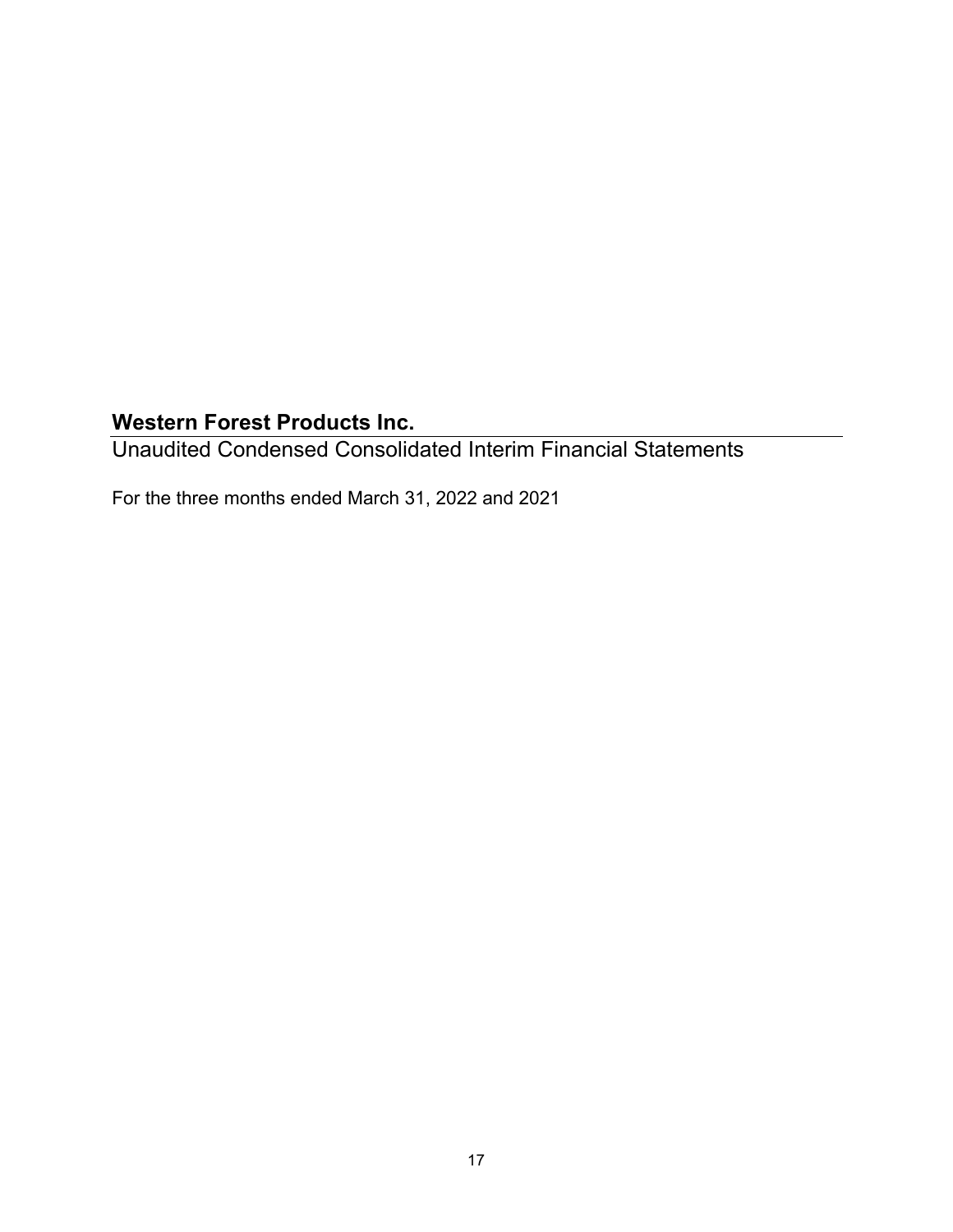# Western Forest Products Inc.

## Unaudited Condensed Consolidated Interim Financial Statements

For the three months ended March 31, 2022 and 2021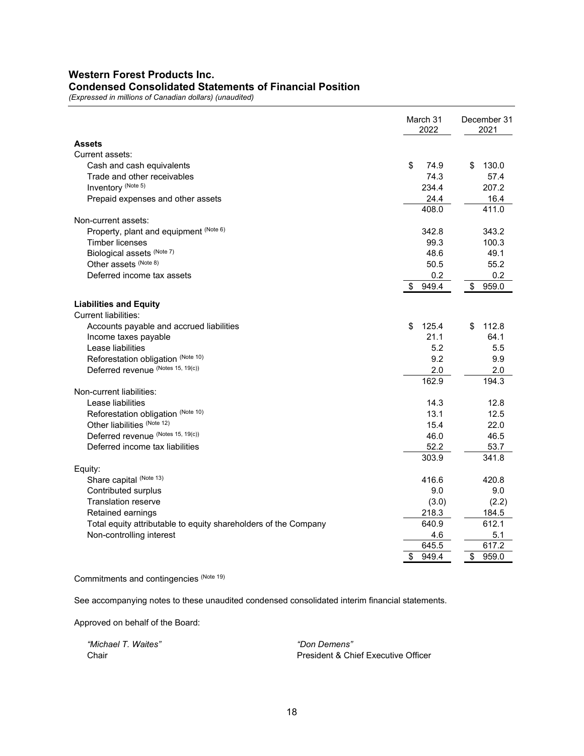# Western Forest Products Inc.

## Condensed Consolidated Statements of Financial Position

*(Expressed in millions of Canadian dollars) (unaudited)*

| | March 31 2022 | December 31 2021 |
|---|---|---|
| **Assets** | | |
| Current assets: | | |
| Cash and cash equivalents | $ 74.9 | $ 130.0 |
| Trade and other receivables | 74.3 | 57.4 |
| Inventory (Note 5) | 234.4 | 207.2 |
| Prepaid expenses and other assets | 24.4 | 16.4 |
| | 408.0 | 411.0 |
| Non-current assets: | | |
| Property, plant and equipment (Note 6) | 342.8 | 343.2 |
| Timber licenses | 99.3 | 100.3 |
| Biological assets (Note 7) | 48.6 | 49.1 |
| Other assets (Note 8) | 50.5 | 55.2 |
| Deferred income tax assets | 0.2 | 0.2 |
| | $ 949.4 | $ 959.0 |
| **Liabilities and Equity** | | |
| Current liabilities: | | |
| Accounts payable and accrued liabilities | $ 125.4 | $ 112.8 |
| Income taxes payable | 21.1 | 64.1 |
| Lease liabilities | 5.2 | 5.5 |
| Reforestation obligation (Note 10) | 9.2 | 9.9 |
| Deferred revenue (Notes 15, 19(c)) | 2.0 | 2.0 |
| | 162.9 | 194.3 |
| Non-current liabilities: | | |
| Lease liabilities | 14.3 | 12.8 |
| Reforestation obligation (Note 10) | 13.1 | 12.5 |
| Other liabilities (Note 12) | 15.4 | 22.0 |
| Deferred revenue (Notes 15, 19(c)) | 46.0 | 46.5 |
| Deferred income tax liabilities | 52.2 | 53.7 |
| | 303.9 | 341.8 |
| Equity: | | |
| Share capital (Note 13) | 416.6 | 420.8 |
| Contributed surplus | 9.0 | 9.0 |
| Translation reserve | (3.0) | (2.2) |
| Retained earnings | 218.3 | 184.5 |
| Total equity attributable to equity shareholders of the Company | 640.9 | 612.1 |
| Non-controlling interest | 4.6 | 5.1 |
| | 645.5 | 617.2 |
| | $ 949.4 | $ 959.0 |

Commitments and contingencies (Note 19)

See accompanying notes to these unaudited condensed consolidated interim financial statements.

Approved on behalf of the Board:

*"Michael T. Waites"*
Chair

*"Don Demens"*
President & Chief Executive Officer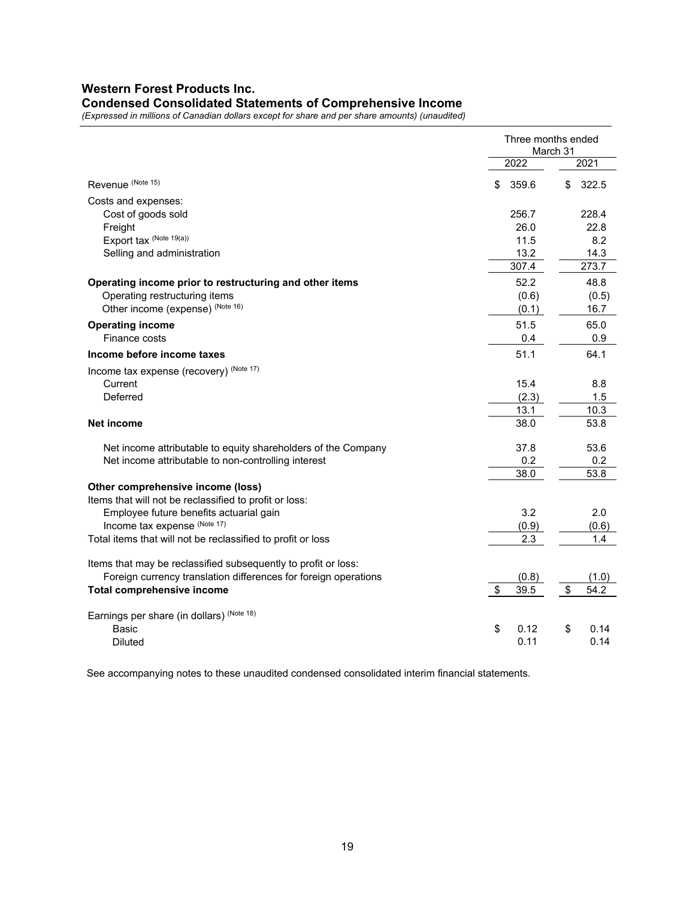# Western Forest Products Inc.

## Condensed Consolidated Statements of Comprehensive Income

*(Expressed in millions of Canadian dollars except for share and per share amounts) (unaudited)*

| | Three months ended March 31 | |
|---|---|---|
| | 2022 | 2021 |
| Revenue (Note 15) | $ 359.6 | $ 322.5 |
| Costs and expenses: | | |
| Cost of goods sold | 256.7 | 228.4 |
| Freight | 26.0 | 22.8 |
| Export tax (Note 19(a)) | 11.5 | 8.2 |
| Selling and administration | 13.2 | 14.3 |
| | 307.4 | 273.7 |
| **Operating income prior to restructuring and other items** | 52.2 | 48.8 |
| Operating restructuring items | (0.6) | (0.5) |
| Other income (expense) (Note 16) | (0.1) | 16.7 |
| **Operating income** | 51.5 | 65.0 |
| Finance costs | 0.4 | 0.9 |
| **Income before income taxes** | 51.1 | 64.1 |
| Income tax expense (recovery) (Note 17) | | |
| Current | 15.4 | 8.8 |
| Deferred | (2.3) | 1.5 |
| | 13.1 | 10.3 |
| **Net income** | 38.0 | 53.8 |
| Net income attributable to equity shareholders of the Company | 37.8 | 53.6 |
| Net income attributable to non-controlling interest | 0.2 | 0.2 |
| | 38.0 | 53.8 |
| **Other comprehensive income (loss)** | | |
| Items that will not be reclassified to profit or loss: | | |
| Employee future benefits actuarial gain | 3.2 | 2.0 |
| Income tax expense (Note 17) | (0.9) | (0.6) |
| Total items that will not be reclassified to profit or loss | 2.3 | 1.4 |
| Items that may be reclassified subsequently to profit or loss: | | |
| Foreign currency translation differences for foreign operations | (0.8) | (1.0) |
| **Total comprehensive income** | $ 39.5 | $ 54.2 |
| Earnings per share (in dollars) (Note 18) | | |
| Basic | $ 0.12 | $ 0.14 |
| Diluted | 0.11 | 0.14 |

See accompanying notes to these unaudited condensed consolidated interim financial statements.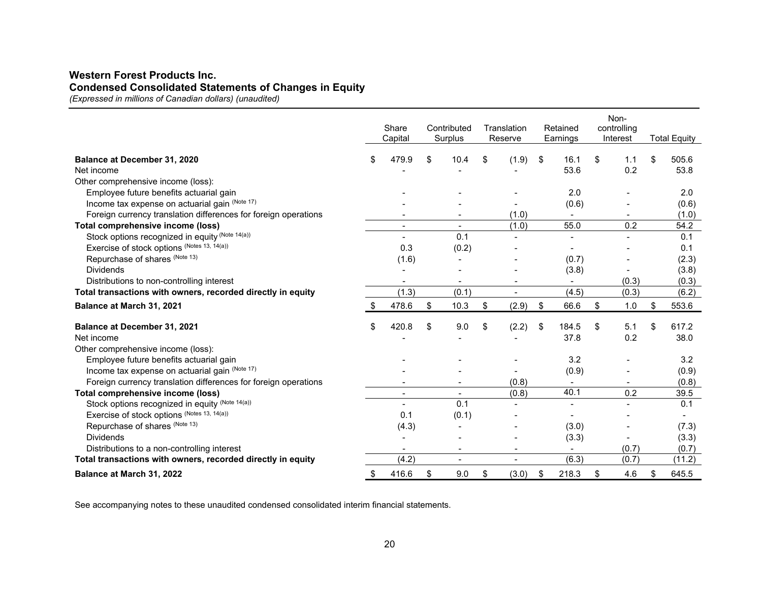**Western Forest Products Inc.**
**Condensed Consolidated Statements of Changes in Equity**
*(Expressed in millions of Canadian dollars) (unaudited)*

| | Share Capital | Contributed Surplus | Translation Reserve | Retained Earnings | Non-controlling Interest | Total Equity |
|---|---|---|---|---|---|---|
| **Balance at December 31, 2020** | $ 479.9 | $ 10.4 | $ (1.9) | $ 16.1 | $ 1.1 | $ 505.6 |
| Net income | - | - | - | 53.6 | 0.2 | 53.8 |
| Other comprehensive income (loss): | | | | | | |
| Employee future benefits actuarial gain | - | - | - | 2.0 | - | 2.0 |
| Income tax expense on actuarial gain (Note 17) | - | - | - | (0.6) | - | (0.6) |
| Foreign currency translation differences for foreign operations | - | - | (1.0) | - | - | (1.0) |
| **Total comprehensive income (loss)** | - | - | (1.0) | 55.0 | 0.2 | 54.2 |
| Stock options recognized in equity (Note 14(a)) | - | 0.1 | - | - | - | 0.1 |
| Exercise of stock options (Notes 13, 14(a)) | 0.3 | (0.2) | - | - | - | 0.1 |
| Repurchase of shares (Note 13) | (1.6) | - | - | (0.7) | - | (2.3) |
| Dividends | - | - | - | (3.8) | - | (3.8) |
| Distributions to non-controlling interest | - | - | - | - | (0.3) | (0.3) |
| **Total transactions with owners, recorded directly in equity** | (1.3) | (0.1) | - | (4.5) | (0.3) | (6.2) |
| **Balance at March 31, 2021** | $ 478.6 | $ 10.3 | $ (2.9) | $ 66.6 | $ 1.0 | $ 553.6 |
| | | | | | | |
| **Balance at December 31, 2021** | $ 420.8 | $ 9.0 | $ (2.2) | $ 184.5 | $ 5.1 | $ 617.2 |
| Net income | - | - | - | 37.8 | 0.2 | 38.0 |
| Other comprehensive income (loss): | | | | | | |
| Employee future benefits actuarial gain | - | - | - | 3.2 | - | 3.2 |
| Income tax expense on actuarial gain (Note 17) | - | - | - | (0.9) | - | (0.9) |
| Foreign currency translation differences for foreign operations | - | - | (0.8) | - | - | (0.8) |
| **Total comprehensive income (loss)** | - | - | (0.8) | 40.1 | 0.2 | 39.5 |
| Stock options recognized in equity (Note 14(a)) | - | 0.1 | - | - | - | 0.1 |
| Exercise of stock options (Notes 13, 14(a)) | 0.1 | (0.1) | - | - | - | - |
| Repurchase of shares (Note 13) | (4.3) | - | - | (3.0) | - | (7.3) |
| Dividends | - | - | - | (3.3) | - | (3.3) |
| Distributions to a non-controlling interest | - | - | - | - | (0.7) | (0.7) |
| **Total transactions with owners, recorded directly in equity** | (4.2) | - | - | (6.3) | (0.7) | (11.2) |
| **Balance at March 31, 2022** | $ 416.6 | $ 9.0 | $ (3.0) | $ 218.3 | $ 4.6 | $ 645.5 |

See accompanying notes to these unaudited condensed consolidated interim financial statements.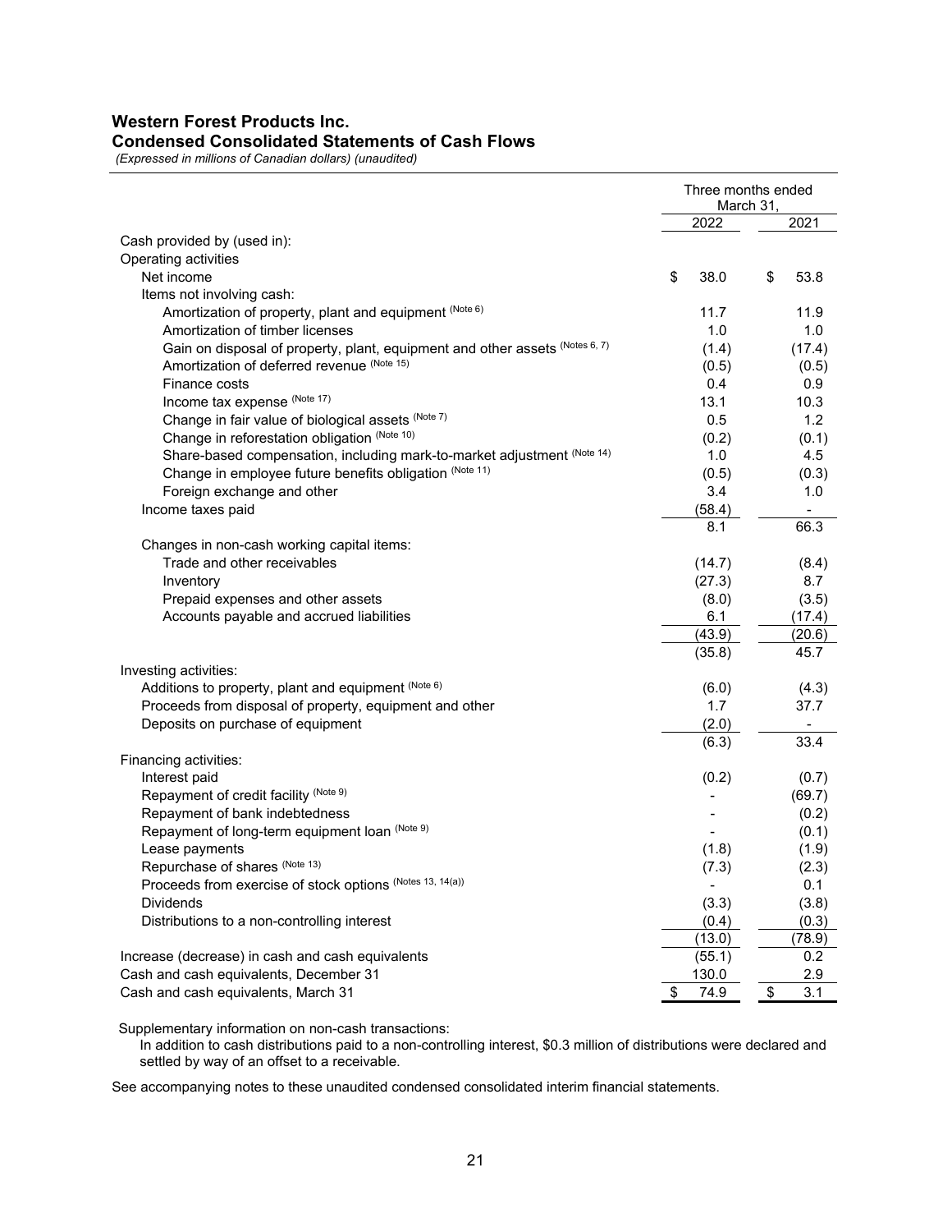## Western Forest Products Inc.
## Condensed Consolidated Statements of Cash Flows

*(Expressed in millions of Canadian dollars) (unaudited)*

| | Three months ended March 31, | |
|---|---|---|
| | 2022 | 2021 |
| Cash provided by (used in): | | |
| Operating activities | | |
| Net income | $ 38.0 | $ 53.8 |
| Items not involving cash: | | |
| Amortization of property, plant and equipment (Note 6) | 11.7 | 11.9 |
| Amortization of timber licenses | 1.0 | 1.0 |
| Gain on disposal of property, plant, equipment and other assets (Notes 6, 7) | (1.4) | (17.4) |
| Amortization of deferred revenue (Note 15) | (0.5) | (0.5) |
| Finance costs | 0.4 | 0.9 |
| Income tax expense (Note 17) | 13.1 | 10.3 |
| Change in fair value of biological assets (Note 7) | 0.5 | 1.2 |
| Change in reforestation obligation (Note 10) | (0.2) | (0.1) |
| Share-based compensation, including mark-to-market adjustment (Note 14) | 1.0 | 4.5 |
| Change in employee future benefits obligation (Note 11) | (0.5) | (0.3) |
| Foreign exchange and other | 3.4 | 1.0 |
| Income taxes paid | (58.4) | - |
| | 8.1 | 66.3 |
| Changes in non-cash working capital items: | | |
| Trade and other receivables | (14.7) | (8.4) |
| Inventory | (27.3) | 8.7 |
| Prepaid expenses and other assets | (8.0) | (3.5) |
| Accounts payable and accrued liabilities | 6.1 | (17.4) |
| | (43.9) | (20.6) |
| | (35.8) | 45.7 |
| Investing activities: | | |
| Additions to property, plant and equipment (Note 6) | (6.0) | (4.3) |
| Proceeds from disposal of property, equipment and other | 1.7 | 37.7 |
| Deposits on purchase of equipment | (2.0) | - |
| | (6.3) | 33.4 |
| Financing activities: | | |
| Interest paid | (0.2) | (0.7) |
| Repayment of credit facility (Note 9) | - | (69.7) |
| Repayment of bank indebtedness | - | (0.2) |
| Repayment of long-term equipment loan (Note 9) | - | (0.1) |
| Lease payments | (1.8) | (1.9) |
| Repurchase of shares (Note 13) | (7.3) | (2.3) |
| Proceeds from exercise of stock options (Notes 13, 14(a)) | - | 0.1 |
| Dividends | (3.3) | (3.8) |
| Distributions to a non-controlling interest | (0.4) | (0.3) |
| | (13.0) | (78.9) |
| Increase (decrease) in cash and cash equivalents | (55.1) | 0.2 |
| Cash and cash equivalents, December 31 | 130.0 | 2.9 |
| Cash and cash equivalents, March 31 | $ 74.9 | $ 3.1 |

Supplementary information on non-cash transactions:

In addition to cash distributions paid to a non-controlling interest, $0.3 million of distributions were declared and settled by way of an offset to a receivable.

See accompanying notes to these unaudited condensed consolidated interim financial statements.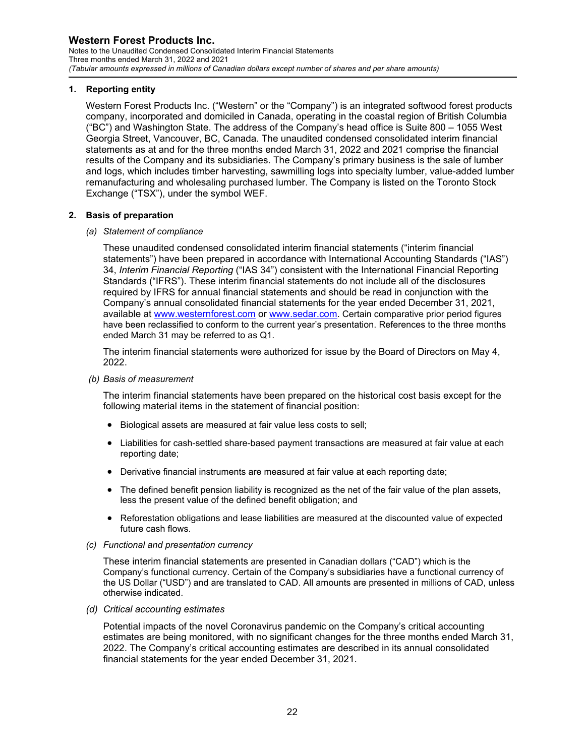## 1. Reporting entity

Western Forest Products Inc. ("Western" or the "Company") is an integrated softwood forest products company, incorporated and domiciled in Canada, operating in the coastal region of British Columbia ("BC") and Washington State. The address of the Company's head office is Suite 800 – 1055 West Georgia Street, Vancouver, BC, Canada. The unaudited condensed consolidated interim financial statements as at and for the three months ended March 31, 2022 and 2021 comprise the financial results of the Company and its subsidiaries. The Company's primary business is the sale of lumber and logs, which includes timber harvesting, sawmilling logs into specialty lumber, value-added lumber remanufacturing and wholesaling purchased lumber. The Company is listed on the Toronto Stock Exchange ("TSX"), under the symbol WEF.

## 2. Basis of preparation

### (a) *Statement of compliance*

These unaudited condensed consolidated interim financial statements ("interim financial statements") have been prepared in accordance with International Accounting Standards ("IAS") 34, *Interim Financial Reporting* ("IAS 34") consistent with the International Financial Reporting Standards ("IFRS"). These interim financial statements do not include all of the disclosures required by IFRS for annual financial statements and should be read in conjunction with the Company's annual consolidated financial statements for the year ended December 31, 2021, available at www.westernforest.com or www.sedar.com. Certain comparative prior period figures have been reclassified to conform to the current year's presentation. References to the three months ended March 31 may be referred to as Q1.

The interim financial statements were authorized for issue by the Board of Directors on May 4, 2022.

### (b) *Basis of measurement*

The interim financial statements have been prepared on the historical cost basis except for the following material items in the statement of financial position:

- Biological assets are measured at fair value less costs to sell;
- Liabilities for cash-settled share-based payment transactions are measured at fair value at each reporting date;
- Derivative financial instruments are measured at fair value at each reporting date;
- The defined benefit pension liability is recognized as the net of the fair value of the plan assets, less the present value of the defined benefit obligation; and
- Reforestation obligations and lease liabilities are measured at the discounted value of expected future cash flows.

### (c) *Functional and presentation currency*

These interim financial statements are presented in Canadian dollars ("CAD") which is the Company's functional currency. Certain of the Company's subsidiaries have a functional currency of the US Dollar ("USD") and are translated to CAD. All amounts are presented in millions of CAD, unless otherwise indicated.

### (d) *Critical accounting estimates*

Potential impacts of the novel Coronavirus pandemic on the Company's critical accounting estimates are being monitored, with no significant changes for the three months ended March 31, 2022. The Company's critical accounting estimates are described in its annual consolidated financial statements for the year ended December 31, 2021.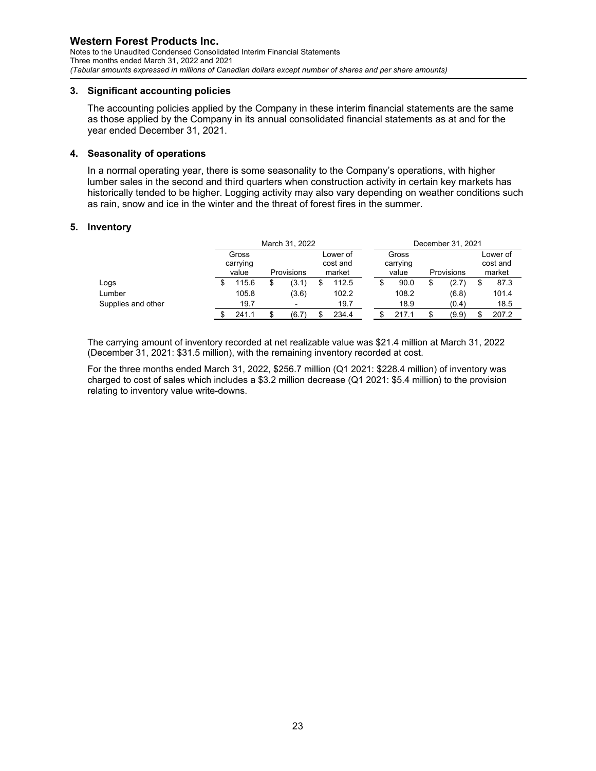## 3. Significant accounting policies

The accounting policies applied by the Company in these interim financial statements are the same as those applied by the Company in its annual consolidated financial statements as at and for the year ended December 31, 2021.

## 4. Seasonality of operations

In a normal operating year, there is some seasonality to the Company's operations, with higher lumber sales in the second and third quarters when construction activity in certain key markets has historically tended to be higher. Logging activity may also vary depending on weather conditions such as rain, snow and ice in the winter and the threat of forest fires in the summer.

## 5. Inventory

| | March 31, 2022 | | | December 31, 2021 | | |
|---|---|---|---|---|---|---|
| | Gross carrying value | Provisions | Lower of cost and market | Gross carrying value | Provisions | Lower of cost and market |
| Logs | $ 115.6 | $ (3.1) | $ 112.5 | $ 90.0 | $ (2.7) | $ 87.3 |
| Lumber | 105.8 | (3.6) | 102.2 | 108.2 | (6.8) | 101.4 |
| Supplies and other | 19.7 | - | 19.7 | 18.9 | (0.4) | 18.5 |
| | $ 241.1 | $ (6.7) | $ 234.4 | $ 217.1 | $ (9.9) | $ 207.2 |

The carrying amount of inventory recorded at net realizable value was $21.4 million at March 31, 2022 (December 31, 2021: $31.5 million), with the remaining inventory recorded at cost.

For the three months ended March 31, 2022, $256.7 million (Q1 2021: $228.4 million) of inventory was charged to cost of sales which includes a $3.2 million decrease (Q1 2021: $5.4 million) to the provision relating to inventory value write-downs.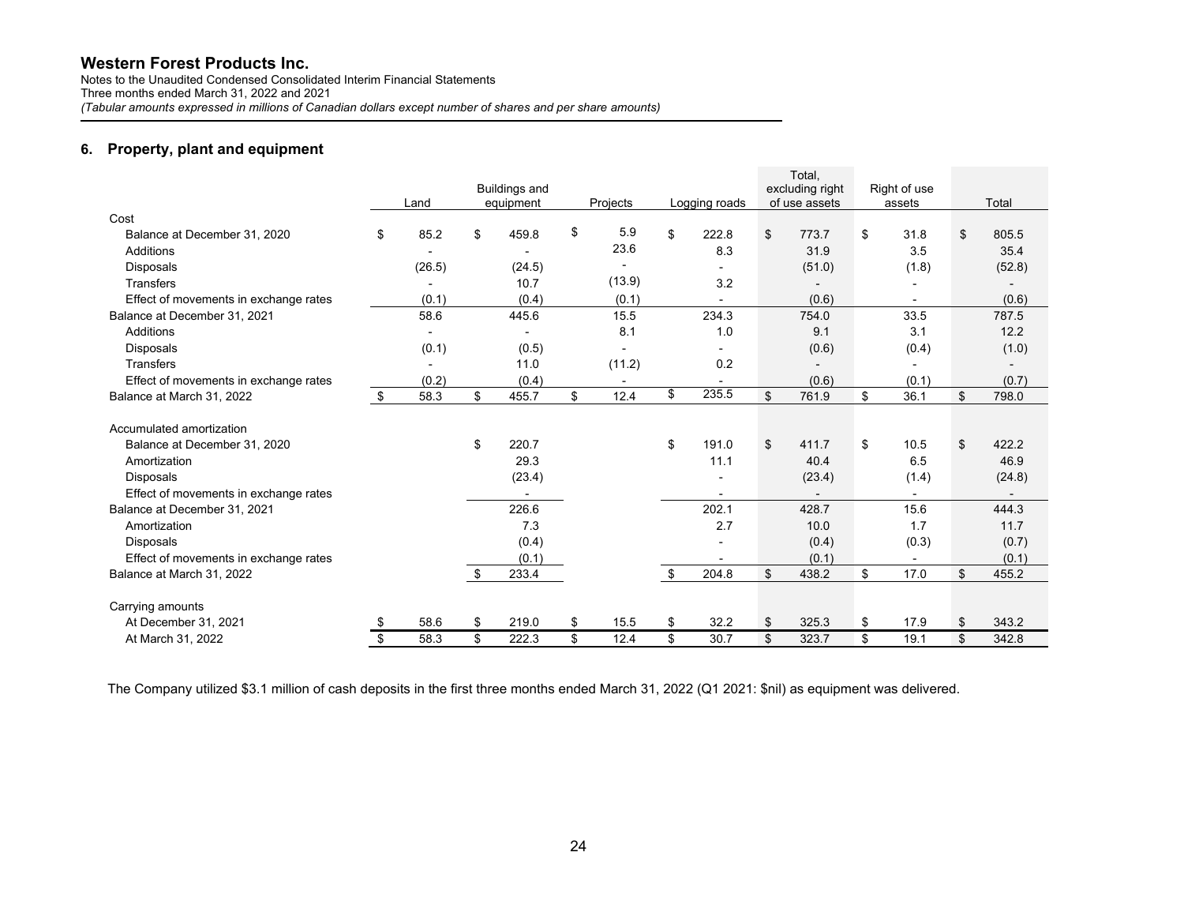**Western Forest Products Inc.**
Notes to the Unaudited Condensed Consolidated Interim Financial Statements
Three months ended March 31, 2022 and 2021
*(Tabular amounts expressed in millions of Canadian dollars except number of shares and per share amounts)*

## 6. Property, plant and equipment

| | Land | Buildings and equipment | Projects | Logging roads | Total, excluding right of use assets | Right of use assets | Total |
|---|---|---|---|---|---|---|---|
| **Cost** | | | | | | | |
| Balance at December 31, 2020 | $ 85.2 | $ 459.8 | $ 5.9 | $ 222.8 | $ 773.7 | $ 31.8 | $ 805.5 |
| Additions | - | - | 23.6 | 8.3 | 31.9 | 3.5 | 35.4 |
| Disposals | (26.5) | (24.5) | - | - | (51.0) | (1.8) | (52.8) |
| Transfers | - | 10.7 | (13.9) | 3.2 | - | - | - |
| Effect of movements in exchange rates | (0.1) | (0.4) | (0.1) | - | (0.6) | - | (0.6) |
| Balance at December 31, 2021 | 58.6 | 445.6 | 15.5 | 234.3 | 754.0 | 33.5 | 787.5 |
| Additions | - | - | 8.1 | 1.0 | 9.1 | 3.1 | 12.2 |
| Disposals | (0.1) | (0.5) | - | - | (0.6) | (0.4) | (1.0) |
| Transfers | - | 11.0 | (11.2) | 0.2 | - | - | - |
| Effect of movements in exchange rates | (0.2) | (0.4) | - | - | (0.6) | (0.1) | (0.7) |
| Balance at March 31, 2022 | $ 58.3 | $ 455.7 | $ 12.4 | $ 235.5 | $ 761.9 | $ 36.1 | $ 798.0 |
| **Accumulated amortization** | | | | | | | |
| Balance at December 31, 2020 | | $ 220.7 | | $ 191.0 | $ 411.7 | $ 10.5 | $ 422.2 |
| Amortization | | 29.3 | | 11.1 | 40.4 | 6.5 | 46.9 |
| Disposals | | (23.4) | | - | (23.4) | (1.4) | (24.8) |
| Effect of movements in exchange rates | | - | | - | - | - | - |
| Balance at December 31, 2021 | | 226.6 | | 202.1 | 428.7 | 15.6 | 444.3 |
| Amortization | | 7.3 | | 2.7 | 10.0 | 1.7 | 11.7 |
| Disposals | | (0.4) | | - | (0.4) | (0.3) | (0.7) |
| Effect of movements in exchange rates | | (0.1) | | - | (0.1) | - | (0.1) |
| Balance at March 31, 2022 | | $ 233.4 | | $ 204.8 | $ 438.2 | $ 17.0 | $ 455.2 |
| **Carrying amounts** | | | | | | | |
| At December 31, 2021 | $ 58.6 | $ 219.0 | $ 15.5 | $ 32.2 | $ 325.3 | $ 17.9 | $ 343.2 |
| At March 31, 2022 | $ 58.3 | $ 222.3 | $ 12.4 | $ 30.7 | $ 323.7 | $ 19.1 | $ 342.8 |

The Company utilized $3.1 million of cash deposits in the first three months ended March 31, 2022 (Q1 2021: $nil) as equipment was delivered.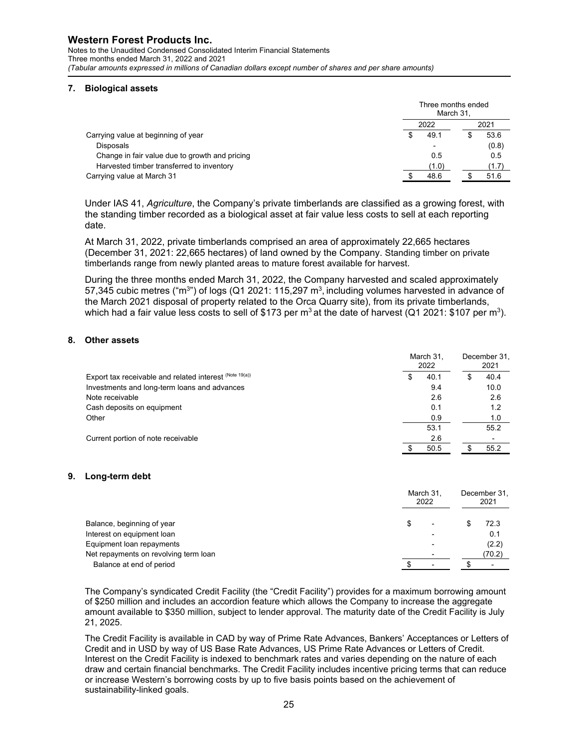## 7. Biological assets

| | Three months ended March 31, | |
|---|---|---|
| | 2022 | 2021 |
| Carrying value at beginning of year | $ 49.1 | $ 53.6 |
| Disposals | - | (0.8) |
| Change in fair value due to growth and pricing | 0.5 | 0.5 |
| Harvested timber transferred to inventory | (1.0) | (1.7) |
| Carrying value at March 31 | $ 48.6 | $ 51.6 |

Under IAS 41, *Agriculture*, the Company's private timberlands are classified as a growing forest, with the standing timber recorded as a biological asset at fair value less costs to sell at each reporting date.

At March 31, 2022, private timberlands comprised an area of approximately 22,665 hectares (December 31, 2021: 22,665 hectares) of land owned by the Company. Standing timber on private timberlands range from newly planted areas to mature forest available for harvest.

During the three months ended March 31, 2022, the Company harvested and scaled approximately 57,345 cubic metres ("$m^3$") of logs (Q1 2021: 115,297 $m^3$, including volumes harvested in advance of the March 2021 disposal of property related to the Orca Quarry site), from its private timberlands, which had a fair value less costs to sell of \$173 per $m^3$ at the date of harvest (Q1 2021: \$107 per $m^3$).

## 8. Other assets

| | March 31, 2022 | December 31, 2021 |
|---|---|---|
| Export tax receivable and related interest (Note 19(a)) | $ 40.1 | $ 40.4 |
| Investments and long-term loans and advances | 9.4 | 10.0 |
| Note receivable | 2.6 | 2.6 |
| Cash deposits on equipment | 0.1 | 1.2 |
| Other | 0.9 | 1.0 |
| | 53.1 | 55.2 |
| Current portion of note receivable | 2.6 | - |
| | $ 50.5 | $ 55.2 |

## 9. Long-term debt

| | March 31, 2022 | December 31, 2021 |
|---|---|---|
| Balance, beginning of year | $ - | $ 72.3 |
| Interest on equipment loan | - | 0.1 |
| Equipment loan repayments | - | (2.2) |
| Net repayments on revolving term loan | - | (70.2) |
| Balance at end of period | $ - | $ - |

The Company's syndicated Credit Facility (the "Credit Facility") provides for a maximum borrowing amount of \$250 million and includes an accordion feature which allows the Company to increase the aggregate amount available to \$350 million, subject to lender approval. The maturity date of the Credit Facility is July 21, 2025.

The Credit Facility is available in CAD by way of Prime Rate Advances, Bankers' Acceptances or Letters of Credit and in USD by way of US Base Rate Advances, US Prime Rate Advances or Letters of Credit. Interest on the Credit Facility is indexed to benchmark rates and varies depending on the nature of each draw and certain financial benchmarks. The Credit Facility includes incentive pricing terms that can reduce or increase Western's borrowing costs by up to five basis points based on the achievement of sustainability-linked goals.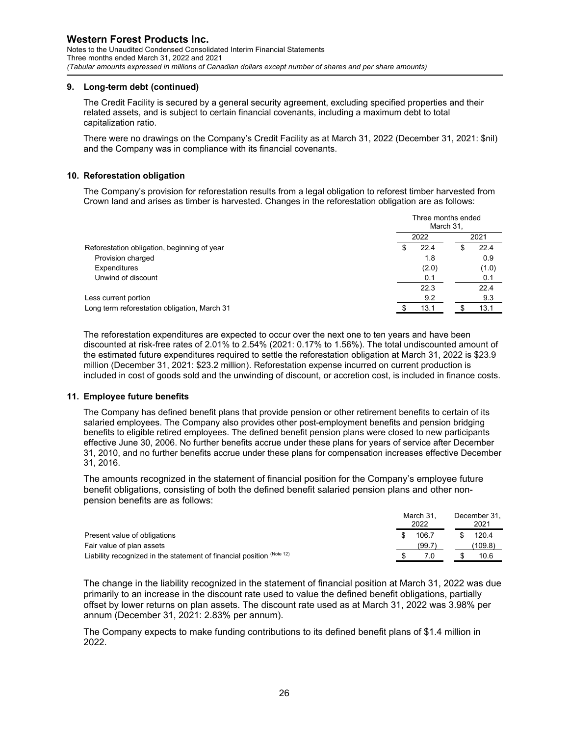## 9. Long-term debt (continued)

The Credit Facility is secured by a general security agreement, excluding specified properties and their related assets, and is subject to certain financial covenants, including a maximum debt to total capitalization ratio.

There were no drawings on the Company's Credit Facility as at March 31, 2022 (December 31, 2021: $nil) and the Company was in compliance with its financial covenants.

## 10. Reforestation obligation

The Company's provision for reforestation results from a legal obligation to reforest timber harvested from Crown land and arises as timber is harvested. Changes in the reforestation obligation are as follows:

| | Three months ended March 31, | |
|---|---|---|
| | 2022 | 2021 |
| Reforestation obligation, beginning of year | $ 22.4 | $ 22.4 |
| Provision charged | 1.8 | 0.9 |
| Expenditures | (2.0) | (1.0) |
| Unwind of discount | 0.1 | 0.1 |
| | 22.3 | 22.4 |
| Less current portion | 9.2 | 9.3 |
| Long term reforestation obligation, March 31 | $ 13.1 | $ 13.1 |

The reforestation expenditures are expected to occur over the next one to ten years and have been discounted at risk-free rates of 2.01% to 2.54% (2021: 0.17% to 1.56%). The total undiscounted amount of the estimated future expenditures required to settle the reforestation obligation at March 31, 2022 is $23.9 million (December 31, 2021: $23.2 million). Reforestation expense incurred on current production is included in cost of goods sold and the unwinding of discount, or accretion cost, is included in finance costs.

## 11. Employee future benefits

The Company has defined benefit plans that provide pension or other retirement benefits to certain of its salaried employees. The Company also provides other post-employment benefits and pension bridging benefits to eligible retired employees. The defined benefit pension plans were closed to new participants effective June 30, 2006. No further benefits accrue under these plans for years of service after December 31, 2010, and no further benefits accrue under these plans for compensation increases effective December 31, 2016.

The amounts recognized in the statement of financial position for the Company's employee future benefit obligations, consisting of both the defined benefit salaried pension plans and other non-pension benefits are as follows:

| | March 31, 2022 | December 31, 2021 |
|---|---|---|
| Present value of obligations | $ 106.7 | $ 120.4 |
| Fair value of plan assets | (99.7) | (109.8) |
| Liability recognized in the statement of financial position (Note 12) | $ 7.0 | $ 10.6 |

The change in the liability recognized in the statement of financial position at March 31, 2022 was due primarily to an increase in the discount rate used to value the defined benefit obligations, partially offset by lower returns on plan assets. The discount rate used as at March 31, 2022 was 3.98% per annum (December 31, 2021: 2.83% per annum).

The Company expects to make funding contributions to its defined benefit plans of $1.4 million in 2022.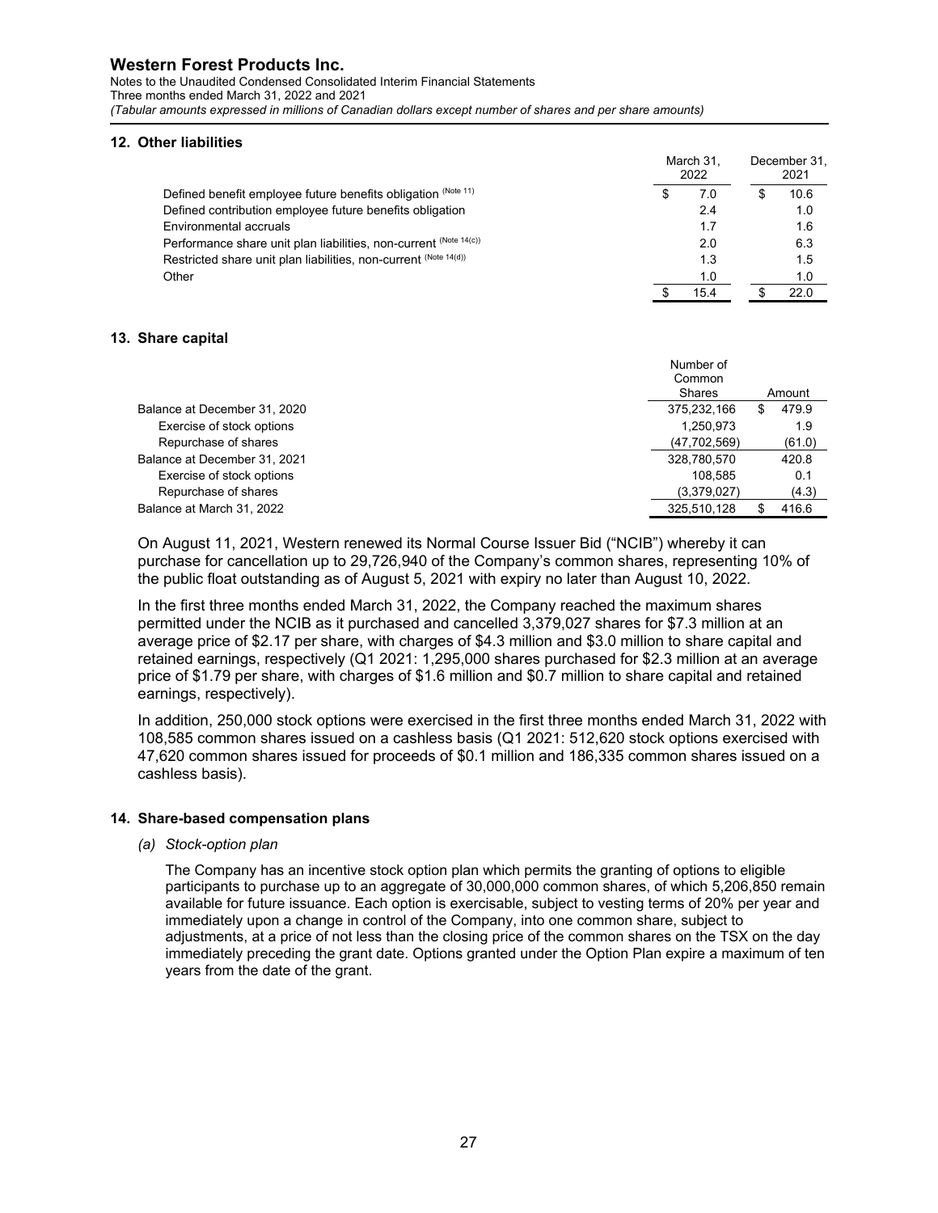## 12. Other liabilities

| | March 31, 2022 | December 31, 2021 |
|---|---|---|
| Defined benefit employee future benefits obligation (Note 11) | $ 7.0 | $ 10.6 |
| Defined contribution employee future benefits obligation | 2.4 | 1.0 |
| Environmental accruals | 1.7 | 1.6 |
| Performance share unit plan liabilities, non-current (Note 14(c)) | 2.0 | 6.3 |
| Restricted share unit plan liabilities, non-current (Note 14(d)) | 1.3 | 1.5 |
| Other | 1.0 | 1.0 |
| | $ 15.4 | $ 22.0 |

## 13. Share capital

| | Number of Common Shares | Amount |
|---|---|---|
| Balance at December 31, 2020 | 375,232,166 | $ 479.9 |
| Exercise of stock options | 1,250,973 | 1.9 |
| Repurchase of shares | (47,702,569) | (61.0) |
| Balance at December 31, 2021 | 328,780,570 | 420.8 |
| Exercise of stock options | 108,585 | 0.1 |
| Repurchase of shares | (3,379,027) | (4.3) |
| Balance at March 31, 2022 | 325,510,128 | $ 416.6 |

On August 11, 2021, Western renewed its Normal Course Issuer Bid ("NCIB") whereby it can purchase for cancellation up to 29,726,940 of the Company's common shares, representing 10% of the public float outstanding as of August 5, 2021 with expiry no later than August 10, 2022.

In the first three months ended March 31, 2022, the Company reached the maximum shares permitted under the NCIB as it purchased and cancelled 3,379,027 shares for $7.3 million at an average price of $2.17 per share, with charges of $4.3 million and $3.0 million to share capital and retained earnings, respectively (Q1 2021: 1,295,000 shares purchased for $2.3 million at an average price of $1.79 per share, with charges of $1.6 million and $0.7 million to share capital and retained earnings, respectively).

In addition, 250,000 stock options were exercised in the first three months ended March 31, 2022 with 108,585 common shares issued on a cashless basis (Q1 2021: 512,620 stock options exercised with 47,620 common shares issued for proceeds of $0.1 million and 186,335 common shares issued on a cashless basis).

## 14. Share-based compensation plans

*(a) Stock-option plan*

The Company has an incentive stock option plan which permits the granting of options to eligible participants to purchase up to an aggregate of 30,000,000 common shares, of which 5,206,850 remain available for future issuance. Each option is exercisable, subject to vesting terms of 20% per year and immediately upon a change in control of the Company, into one common share, subject to adjustments, at a price of not less than the closing price of the common shares on the TSX on the day immediately preceding the grant date. Options granted under the Option Plan expire a maximum of ten years from the date of the grant.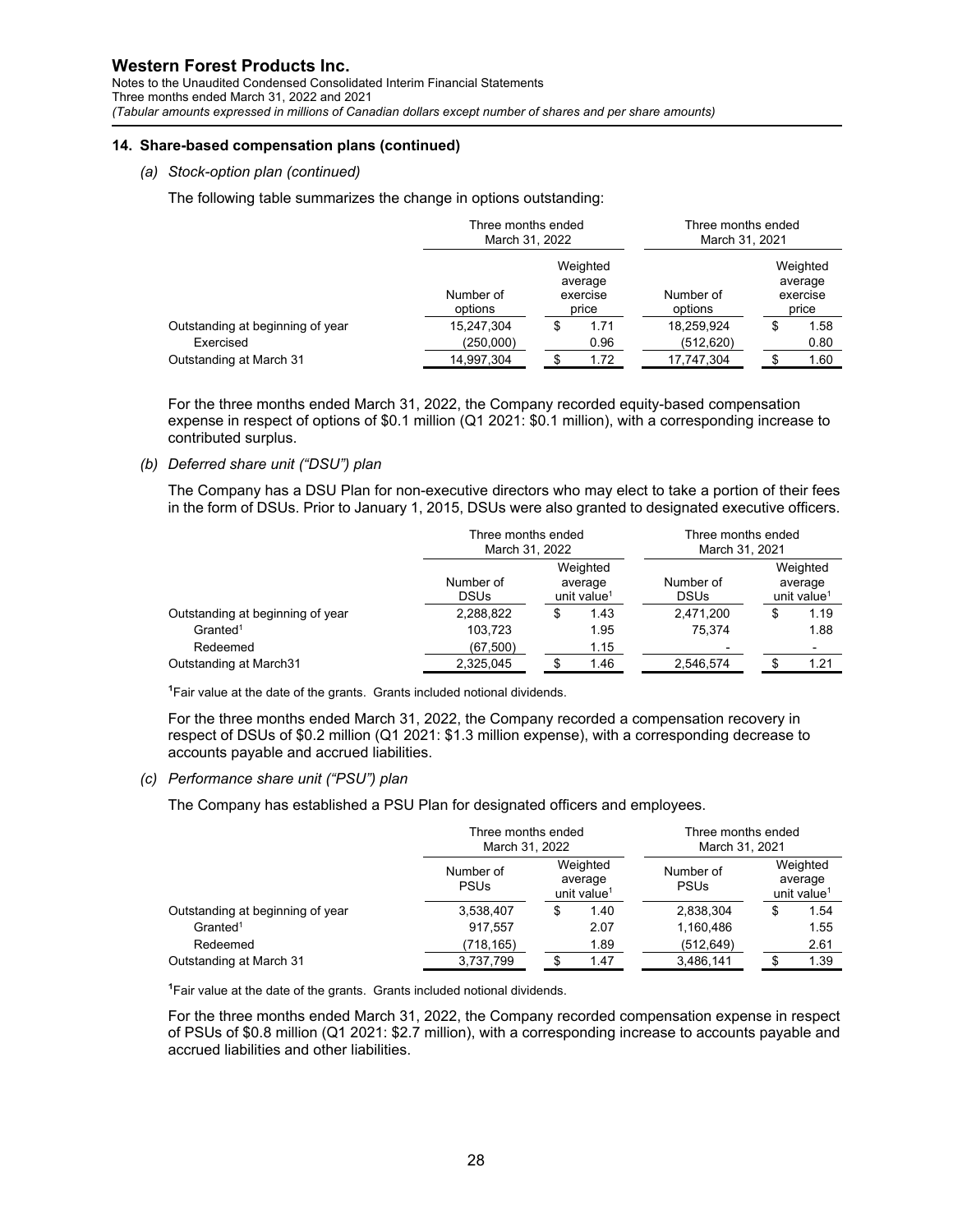**Western Forest Products Inc.**
Notes to the Unaudited Condensed Consolidated Interim Financial Statements
Three months ended March 31, 2022 and 2021
*(Tabular amounts expressed in millions of Canadian dollars except number of shares and per share amounts)*

#### 14. Share-based compensation plans (continued)

*(a) Stock-option plan (continued)*

The following table summarizes the change in options outstanding:

| | Three months ended March 31, 2022 | | Three months ended March 31, 2021 | |
|---|---|---|---|---|
| | Number of options | Weighted average exercise price | Number of options | Weighted average exercise price |
| Outstanding at beginning of year | 15,247,304 | $ 1.71 | 18,259,924 | $ 1.58 |
| Exercised | (250,000) | 0.96 | (512,620) | 0.80 |
| Outstanding at March 31 | 14,997,304 | $ 1.72 | 17,747,304 | $ 1.60 |

For the three months ended March 31, 2022, the Company recorded equity-based compensation expense in respect of options of $0.1 million (Q1 2021: $0.1 million), with a corresponding increase to contributed surplus.

*(b) Deferred share unit ("DSU") plan*

The Company has a DSU Plan for non-executive directors who may elect to take a portion of their fees in the form of DSUs. Prior to January 1, 2015, DSUs were also granted to designated executive officers.

| | Three months ended March 31, 2022 | | Three months ended March 31, 2021 | |
|---|---|---|---|---|
| | Number of DSUs | Weighted average unit value[1] | Number of DSUs | Weighted average unit value[1] |
| Outstanding at beginning of year | 2,288,822 | $ 1.43 | 2,471,200 | $ 1.19 |
| Granted[1] | 103,723 | 1.95 | 75,374 | 1.88 |
| Redeemed | (67,500) | 1.15 | - | - |
| Outstanding at March31 | 2,325,045 | $ 1.46 | 2,546,574 | $ 1.21 |

[1]Fair value at the date of the grants. Grants included notional dividends.

For the three months ended March 31, 2022, the Company recorded a compensation recovery in respect of DSUs of $0.2 million (Q1 2021: $1.3 million expense), with a corresponding decrease to accounts payable and accrued liabilities.

*(c) Performance share unit ("PSU") plan*

The Company has established a PSU Plan for designated officers and employees.

| | Three months ended March 31, 2022 | | Three months ended March 31, 2021 | |
|---|---|---|---|---|
| | Number of PSUs | Weighted average unit value[1] | Number of PSUs | Weighted average unit value[1] |
| Outstanding at beginning of year | 3,538,407 | $ 1.40 | 2,838,304 | $ 1.54 |
| Granted[1] | 917,557 | 2.07 | 1,160,486 | 1.55 |
| Redeemed | (718,165) | 1.89 | (512,649) | 2.61 |
| Outstanding at March 31 | 3,737,799 | $ 1.47 | 3,486,141 | $ 1.39 |

[1]Fair value at the date of the grants. Grants included notional dividends.

For the three months ended March 31, 2022, the Company recorded compensation expense in respect of PSUs of $0.8 million (Q1 2021: $2.7 million), with a corresponding increase to accounts payable and accrued liabilities and other liabilities.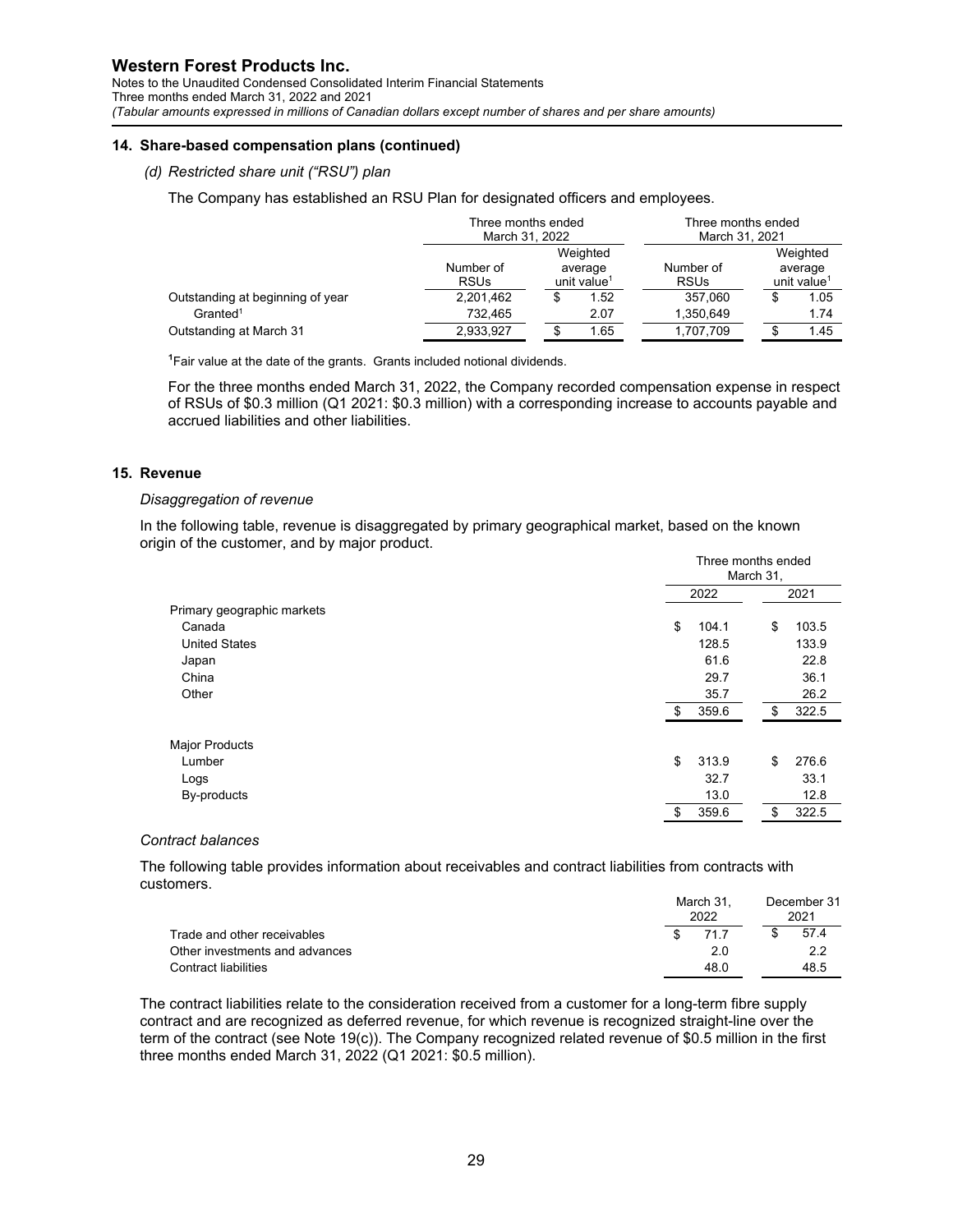### 14. Share-based compensation plans (continued)

*(d) Restricted share unit ("RSU") plan*

The Company has established an RSU Plan for designated officers and employees.

| | Three months ended March 31, 2022 | | Three months ended March 31, 2021 | |
|---|---|---|---|---|
| | Number of RSUs | Weighted average unit value[1] | Number of RSUs | Weighted average unit value[1] |
| Outstanding at beginning of year | 2,201,462 | $ 1.52 | 357,060 | $ 1.05 |
| Granted[1] | 732,465 | 2.07 | 1,350,649 | 1.74 |
| Outstanding at March 31 | 2,933,927 | $ 1.65 | 1,707,709 | $ 1.45 |

[1]Fair value at the date of the grants. Grants included notional dividends.

For the three months ended March 31, 2022, the Company recorded compensation expense in respect of RSUs of $0.3 million (Q1 2021: $0.3 million) with a corresponding increase to accounts payable and accrued liabilities and other liabilities.

### 15. Revenue

*Disaggregation of revenue*

In the following table, revenue is disaggregated by primary geographical market, based on the known origin of the customer, and by major product.

| | Three months ended March 31, | |
|---|---|---|
| | 2022 | 2021 |
| Primary geographic markets | | |
| Canada | $ 104.1 | $ 103.5 |
| United States | 128.5 | 133.9 |
| Japan | 61.6 | 22.8 |
| China | 29.7 | 36.1 |
| Other | 35.7 | 26.2 |
| | $ 359.6 | $ 322.5 |
| | | |
| Major Products | | |
| Lumber | $ 313.9 | $ 276.6 |
| Logs | 32.7 | 33.1 |
| By-products | 13.0 | 12.8 |
| | $ 359.6 | $ 322.5 |

*Contract balances*

The following table provides information about receivables and contract liabilities from contracts with customers.

| | March 31, 2022 | December 31 2021 |
|---|---|---|
| Trade and other receivables | $ 71.7 | $ 57.4 |
| Other investments and advances | 2.0 | 2.2 |
| Contract liabilities | 48.0 | 48.5 |

The contract liabilities relate to the consideration received from a customer for a long-term fibre supply contract and are recognized as deferred revenue, for which revenue is recognized straight-line over the term of the contract (see Note 19(c)). The Company recognized related revenue of $0.5 million in the first three months ended March 31, 2022 (Q1 2021: $0.5 million).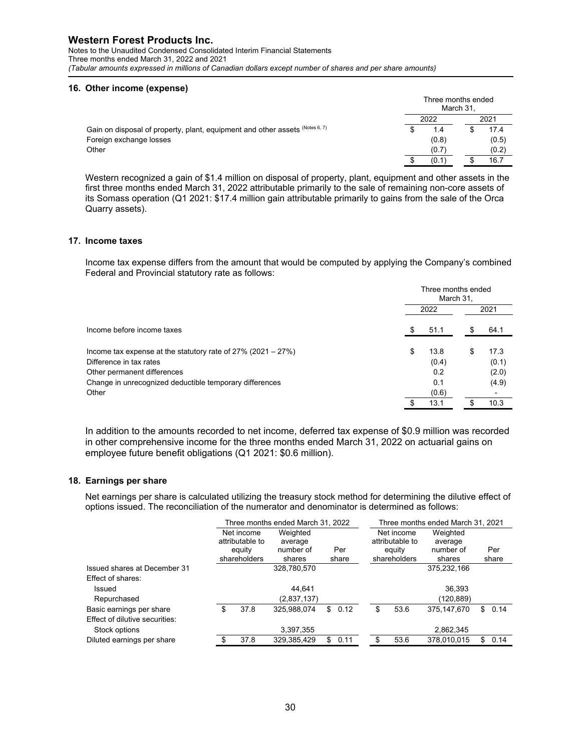## 16. Other income (expense)

| | Three months ended March 31, | |
|---|---|---|
| | 2022 | 2021 |
| Gain on disposal of property, plant, equipment and other assets (Notes 6, 7) | $ 1.4 | $ 17.4 |
| Foreign exchange losses | (0.8) | (0.5) |
| Other | (0.7) | (0.2) |
| | $ (0.1) | $ 16.7 |

Western recognized a gain of $1.4 million on disposal of property, plant, equipment and other assets in the first three months ended March 31, 2022 attributable primarily to the sale of remaining non-core assets of its Somass operation (Q1 2021: $17.4 million gain attributable primarily to gains from the sale of the Orca Quarry assets).

## 17. Income taxes

Income tax expense differs from the amount that would be computed by applying the Company's combined Federal and Provincial statutory rate as follows:

| | Three months ended March 31, | |
|---|---|---|
| | 2022 | 2021 |
| Income before income taxes | $ 51.1 | $ 64.1 |
| Income tax expense at the statutory rate of 27% (2021 – 27%) | $ 13.8 | $ 17.3 |
| Difference in tax rates | (0.4) | (0.1) |
| Other permanent differences | 0.2 | (2.0) |
| Change in unrecognized deductible temporary differences | 0.1 | (4.9) |
| Other | (0.6) | - |
| | $ 13.1 | $ 10.3 |

In addition to the amounts recorded to net income, deferred tax expense of $0.9 million was recorded in other comprehensive income for the three months ended March 31, 2022 on actuarial gains on employee future benefit obligations (Q1 2021: $0.6 million).

## 18. Earnings per share

Net earnings per share is calculated utilizing the treasury stock method for determining the dilutive effect of options issued. The reconciliation of the numerator and denominator is determined as follows:

| | Three months ended March 31, 2022 | | | Three months ended March 31, 2021 | | |
|---|---|---|---|---|---|---|
| | Net income attributable to equity shareholders | Weighted average number of shares | Per share | Net income attributable to equity shareholders | Weighted average number of shares | Per share |
| Issued shares at December 31 | | 328,780,570 | | | 375,232,166 | |
| Effect of shares: | | | | | | |
| Issued | | 44,641 | | | 36,393 | |
| Repurchased | | (2,837,137) | | | (120,889) | |
| Basic earnings per share | $ 37.8 | 325,988,074 | $ 0.12 | $ 53.6 | 375,147,670 | $ 0.14 |
| Effect of dilutive securities: | | | | | | |
| Stock options | | 3,397,355 | | | 2,862,345 | |
| Diluted earnings per share | $ 37.8 | 329,385,429 | $ 0.11 | $ 53.6 | 378,010,015 | $ 0.14 |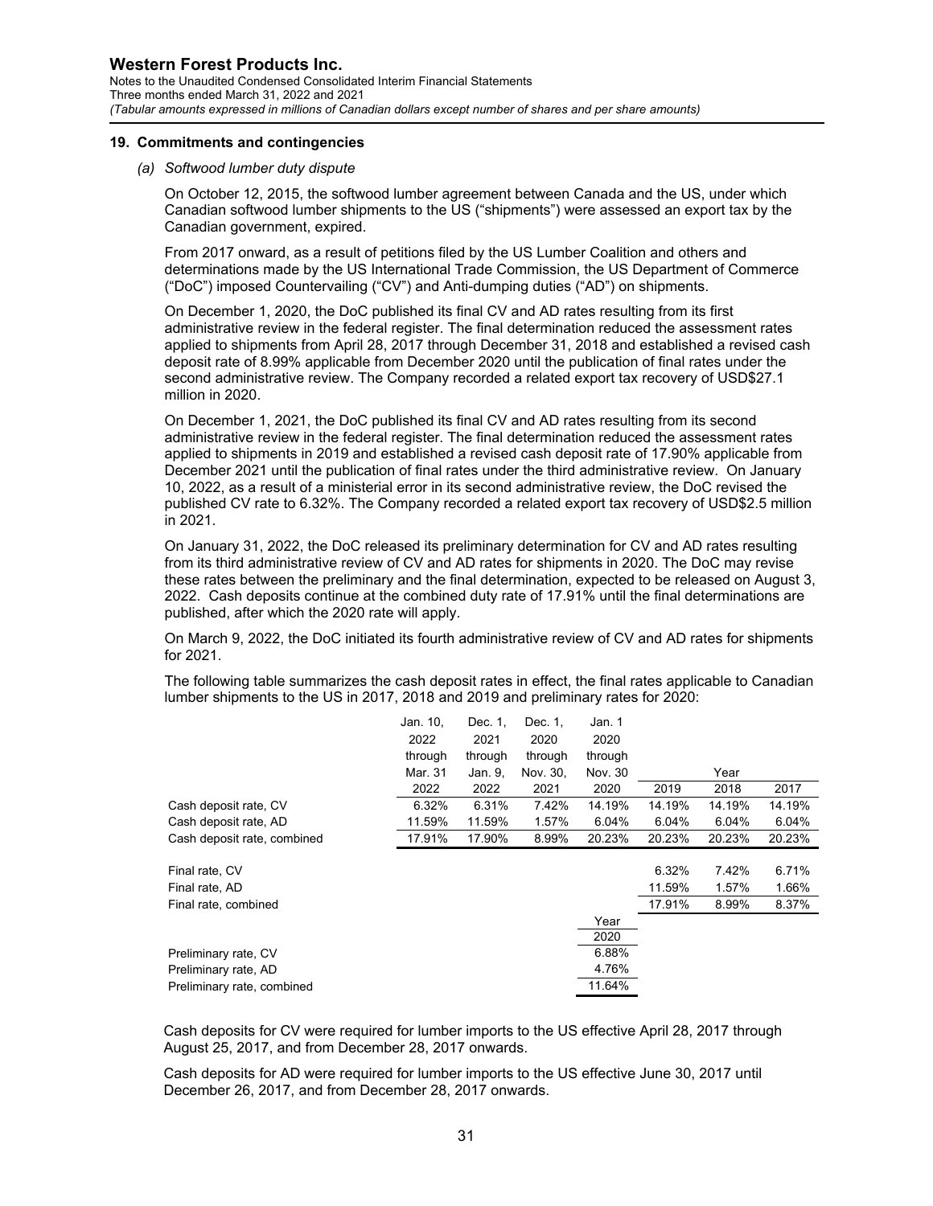## 19. Commitments and contingencies

*(a) Softwood lumber duty dispute*

On October 12, 2015, the softwood lumber agreement between Canada and the US, under which Canadian softwood lumber shipments to the US ("shipments") were assessed an export tax by the Canadian government, expired.

From 2017 onward, as a result of petitions filed by the US Lumber Coalition and others and determinations made by the US International Trade Commission, the US Department of Commerce ("DoC") imposed Countervailing ("CV") and Anti-dumping duties ("AD") on shipments.

On December 1, 2020, the DoC published its final CV and AD rates resulting from its first administrative review in the federal register. The final determination reduced the assessment rates applied to shipments from April 28, 2017 through December 31, 2018 and established a revised cash deposit rate of 8.99% applicable from December 2020 until the publication of final rates under the second administrative review. The Company recorded a related export tax recovery of USD$27.1 million in 2020.

On December 1, 2021, the DoC published its final CV and AD rates resulting from its second administrative review in the federal register. The final determination reduced the assessment rates applied to shipments in 2019 and established a revised cash deposit rate of 17.90% applicable from December 2021 until the publication of final rates under the third administrative review. On January 10, 2022, as a result of a ministerial error in its second administrative review, the DoC revised the published CV rate to 6.32%. The Company recorded a related export tax recovery of USD$2.5 million in 2021.

On January 31, 2022, the DoC released its preliminary determination for CV and AD rates resulting from its third administrative review of CV and AD rates for shipments in 2020. The DoC may revise these rates between the preliminary and the final determination, expected to be released on August 3, 2022. Cash deposits continue at the combined duty rate of 17.91% until the final determinations are published, after which the 2020 rate will apply.

On March 9, 2022, the DoC initiated its fourth administrative review of CV and AD rates for shipments for 2021.

The following table summarizes the cash deposit rates in effect, the final rates applicable to Canadian lumber shipments to the US in 2017, 2018 and 2019 and preliminary rates for 2020:

| | Jan. 10, 2022 through Mar. 31 2022 | Dec. 1, 2021 through Jan. 9, 2022 | Dec. 1, 2020 through Nov. 30, 2021 | Jan. 1 2020 through Nov. 30 2020 | Year 2019 | Year 2018 | Year 2017 |
|---|---|---|---|---|---|---|---|
| Cash deposit rate, CV | 6.32% | 6.31% | 7.42% | 14.19% | 14.19% | 14.19% | 14.19% |
| Cash deposit rate, AD | 11.59% | 11.59% | 1.57% | 6.04% | 6.04% | 6.04% | 6.04% |
| Cash deposit rate, combined | 17.91% | 17.90% | 8.99% | 20.23% | 20.23% | 20.23% | 20.23% |
| Final rate, CV | | | | | 6.32% | 7.42% | 6.71% |
| Final rate, AD | | | | | 11.59% | 1.57% | 1.66% |
| Final rate, combined | | | | | 17.91% | 8.99% | 8.37% |
| | | | | Year 2020 | | | |
| Preliminary rate, CV | | | | 6.88% | | | |
| Preliminary rate, AD | | | | 4.76% | | | |
| Preliminary rate, combined | | | | 11.64% | | | |

Cash deposits for CV were required for lumber imports to the US effective April 28, 2017 through August 25, 2017, and from December 28, 2017 onwards.

Cash deposits for AD were required for lumber imports to the US effective June 30, 2017 until December 26, 2017, and from December 28, 2017 onwards.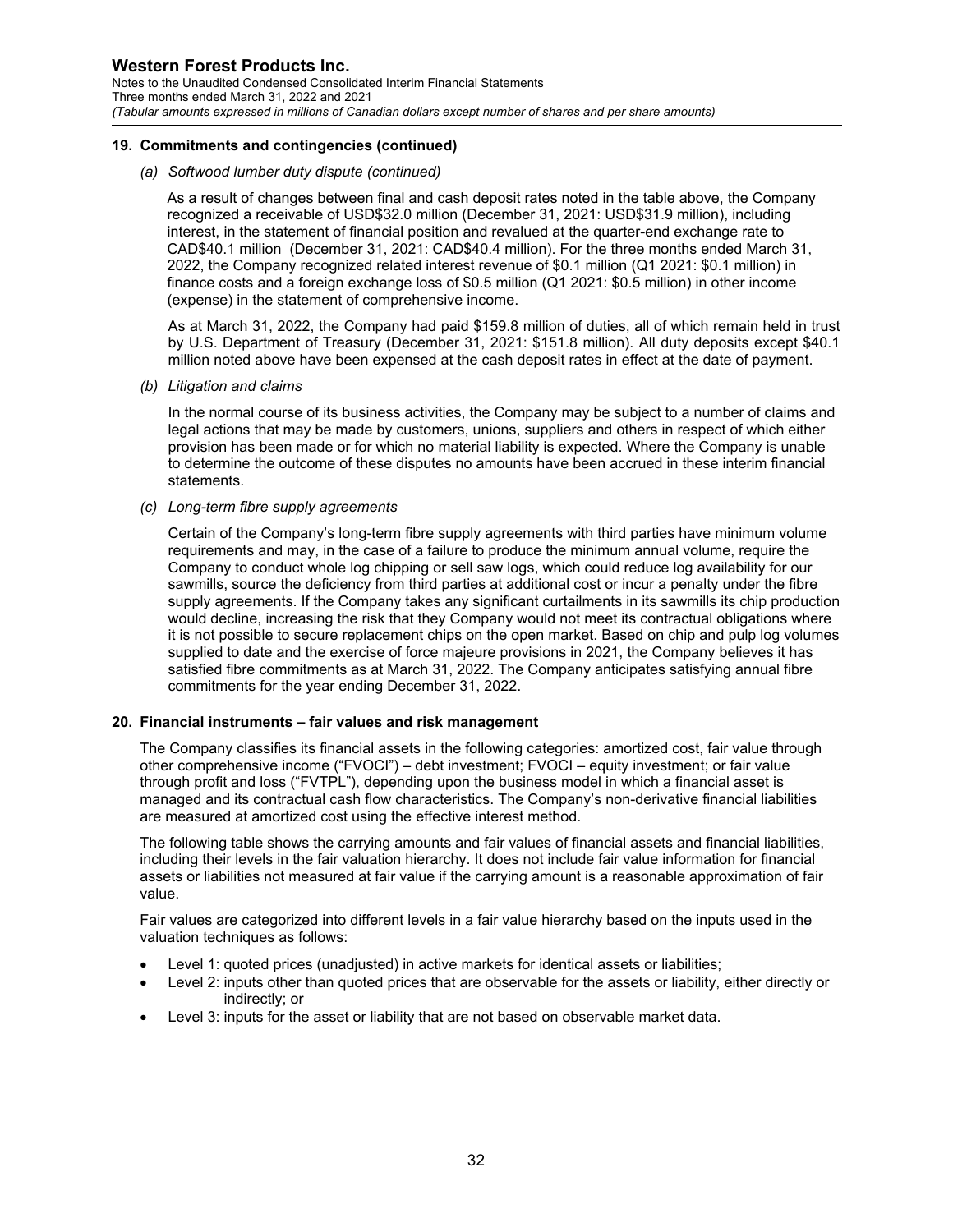## 19. Commitments and contingencies (continued)

*(a) Softwood lumber duty dispute (continued)*

As a result of changes between final and cash deposit rates noted in the table above, the Company recognized a receivable of USD$32.0 million (December 31, 2021: USD$31.9 million), including interest, in the statement of financial position and revalued at the quarter-end exchange rate to CAD$40.1 million (December 31, 2021: CAD$40.4 million). For the three months ended March 31, 2022, the Company recognized related interest revenue of $0.1 million (Q1 2021: $0.1 million) in finance costs and a foreign exchange loss of $0.5 million (Q1 2021: $0.5 million) in other income (expense) in the statement of comprehensive income.

As at March 31, 2022, the Company had paid $159.8 million of duties, all of which remain held in trust by U.S. Department of Treasury (December 31, 2021: $151.8 million). All duty deposits except $40.1 million noted above have been expensed at the cash deposit rates in effect at the date of payment.

*(b) Litigation and claims*

In the normal course of its business activities, the Company may be subject to a number of claims and legal actions that may be made by customers, unions, suppliers and others in respect of which either provision has been made or for which no material liability is expected. Where the Company is unable to determine the outcome of these disputes no amounts have been accrued in these interim financial statements.

*(c) Long-term fibre supply agreements*

Certain of the Company's long-term fibre supply agreements with third parties have minimum volume requirements and may, in the case of a failure to produce the minimum annual volume, require the Company to conduct whole log chipping or sell saw logs, which could reduce log availability for our sawmills, source the deficiency from third parties at additional cost or incur a penalty under the fibre supply agreements. If the Company takes any significant curtailments in its sawmills its chip production would decline, increasing the risk that they Company would not meet its contractual obligations where it is not possible to secure replacement chips on the open market. Based on chip and pulp log volumes supplied to date and the exercise of force majeure provisions in 2021, the Company believes it has satisfied fibre commitments as at March 31, 2022. The Company anticipates satisfying annual fibre commitments for the year ending December 31, 2022.

## 20. Financial instruments – fair values and risk management

The Company classifies its financial assets in the following categories: amortized cost, fair value through other comprehensive income ("FVOCI") – debt investment; FVOCI – equity investment; or fair value through profit and loss ("FVTPL"), depending upon the business model in which a financial asset is managed and its contractual cash flow characteristics. The Company's non-derivative financial liabilities are measured at amortized cost using the effective interest method.

The following table shows the carrying amounts and fair values of financial assets and financial liabilities, including their levels in the fair valuation hierarchy. It does not include fair value information for financial assets or liabilities not measured at fair value if the carrying amount is a reasonable approximation of fair value.

Fair values are categorized into different levels in a fair value hierarchy based on the inputs used in the valuation techniques as follows:

- Level 1: quoted prices (unadjusted) in active markets for identical assets or liabilities;
- Level 2: inputs other than quoted prices that are observable for the assets or liability, either directly or indirectly; or
- Level 3: inputs for the asset or liability that are not based on observable market data.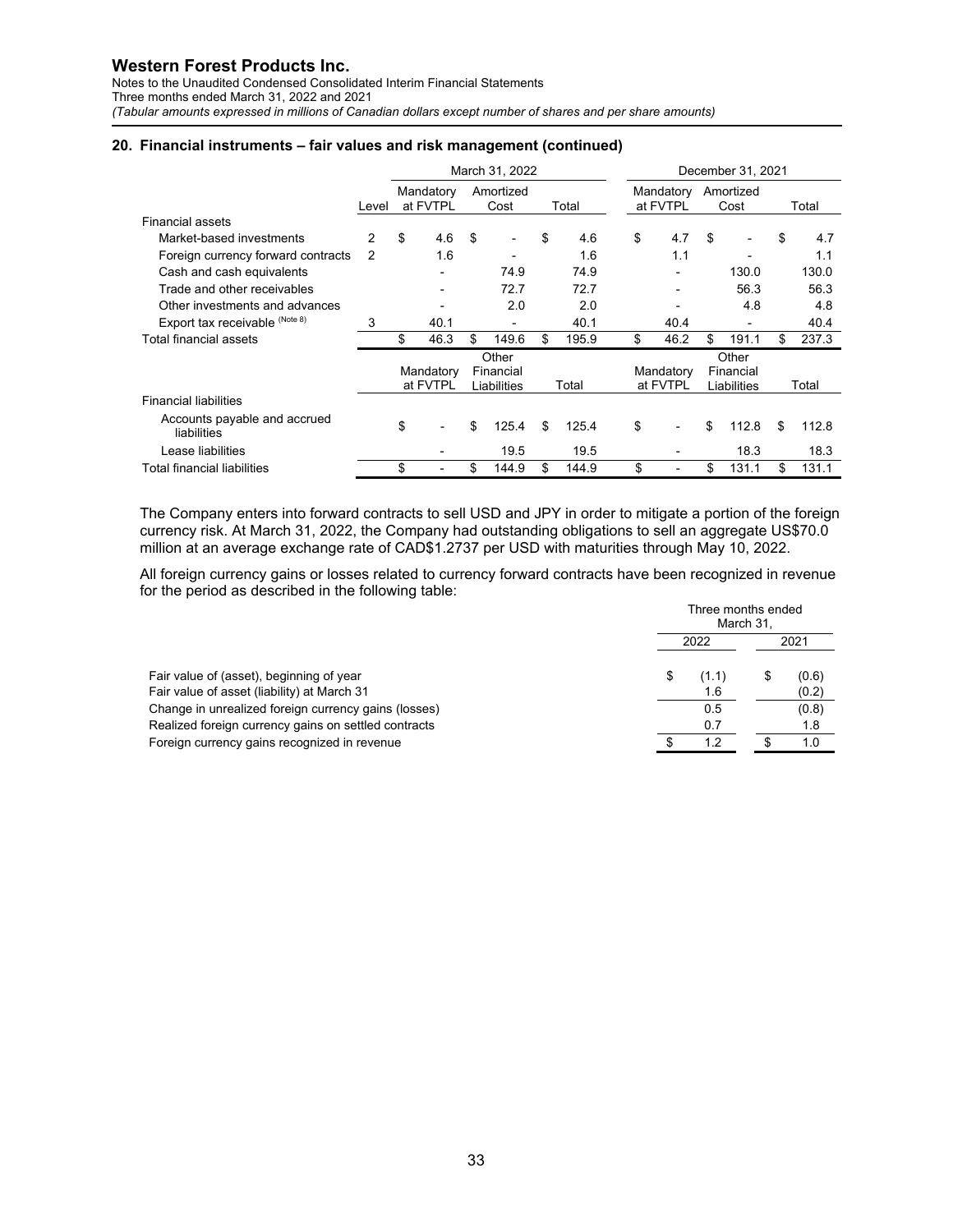## 20. Financial instruments – fair values and risk management (continued)

| | Level | March 31, 2022 | | | December 31, 2021 | | |
|---|---|---|---|---|---|---|---|
| | | Mandatory at FVTPL | Amortized Cost | Total | Mandatory at FVTPL | Amortized Cost | Total |
| Financial assets | | | | | | | |
| Market-based investments | 2 | $ 4.6 | $ - | $ 4.6 | $ 4.7 | $ - | $ 4.7 |
| Foreign currency forward contracts | 2 | 1.6 | - | 1.6 | 1.1 | - | 1.1 |
| Cash and cash equivalents | | - | 74.9 | 74.9 | - | 130.0 | 130.0 |
| Trade and other receivables | | - | 72.7 | 72.7 | - | 56.3 | 56.3 |
| Other investments and advances | | - | 2.0 | 2.0 | - | 4.8 | 4.8 |
| Export tax receivable (Note 8) | 3 | 40.1 | - | 40.1 | 40.4 | - | 40.4 |
| Total financial assets | | $ 46.3 | $ 149.6 | $ 195.9 | $ 46.2 | $ 191.1 | $ 237.3 |
| | | Mandatory at FVTPL | Other Financial Liabilities | Total | Mandatory at FVTPL | Other Financial Liabilities | Total |
| Financial liabilities | | | | | | | |
| Accounts payable and accrued liabilities | | $ - | $ 125.4 | $ 125.4 | $ - | $ 112.8 | $ 112.8 |
| Lease liabilities | | - | 19.5 | 19.5 | - | 18.3 | 18.3 |
| Total financial liabilities | | $ - | $ 144.9 | $ 144.9 | $ - | $ 131.1 | $ 131.1 |

The Company enters into forward contracts to sell USD and JPY in order to mitigate a portion of the foreign currency risk. At March 31, 2022, the Company had outstanding obligations to sell an aggregate US$70.0 million at an average exchange rate of CAD$1.2737 per USD with maturities through May 10, 2022.

All foreign currency gains or losses related to currency forward contracts have been recognized in revenue for the period as described in the following table:

| | Three months ended March 31, | |
|---|---|---|
| | 2022 | 2021 |
| Fair value of (asset), beginning of year | $ (1.1) | $ (0.6) |
| Fair value of asset (liability) at March 31 | 1.6 | (0.2) |
| Change in unrealized foreign currency gains (losses) | 0.5 | (0.8) |
| Realized foreign currency gains on settled contracts | 0.7 | 1.8 |
| Foreign currency gains recognized in revenue | $ 1.2 | $ 1.0 |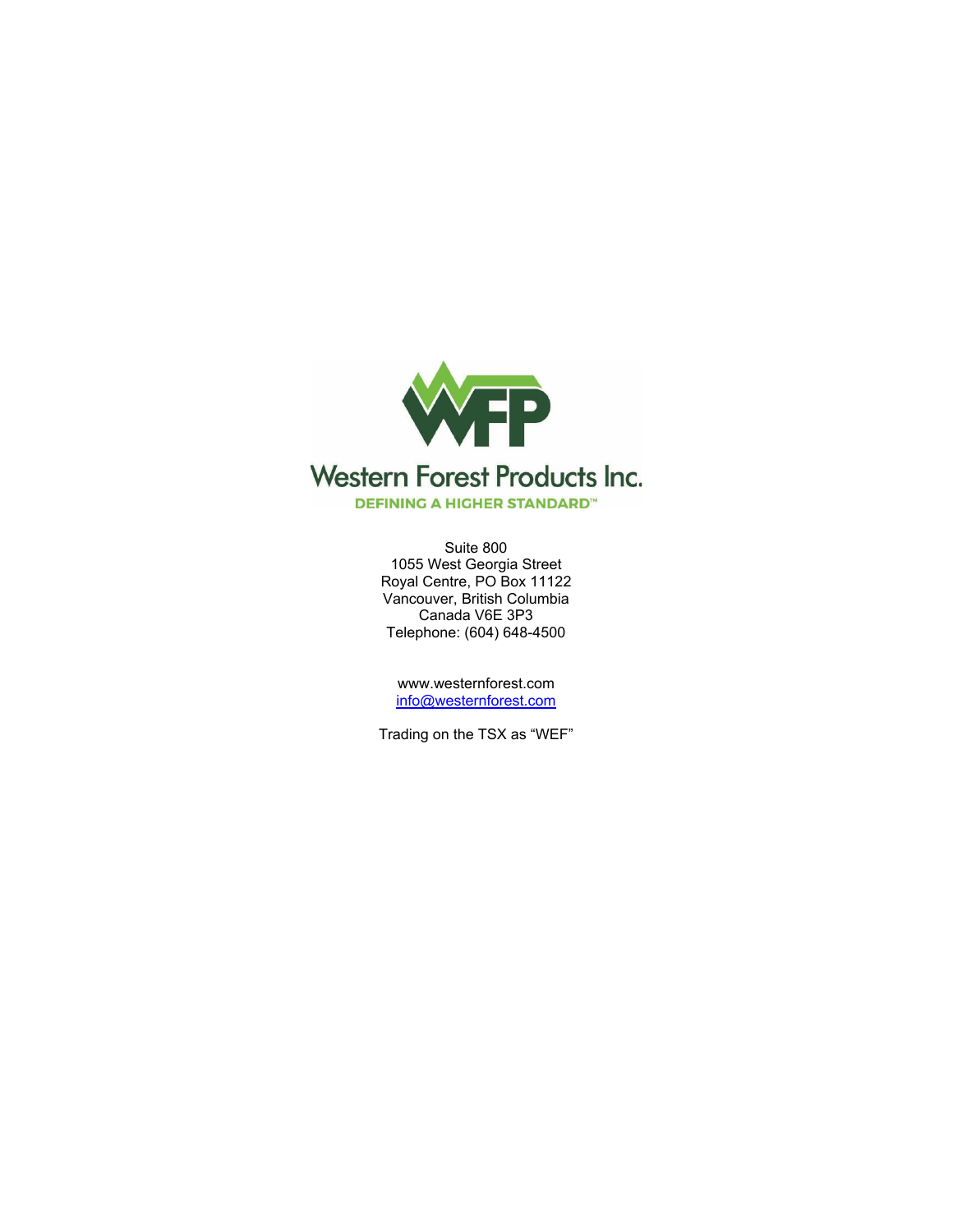Western Forest Products Inc.

DEFINING A HIGHER STANDARD™

Suite 800
1055 West Georgia Street
Royal Centre, PO Box 11122
Vancouver, British Columbia
Canada V6E 3P3
Telephone: (604) 648-4500

www.westernforest.com
info@westernforest.com

Trading on the TSX as “WEF”